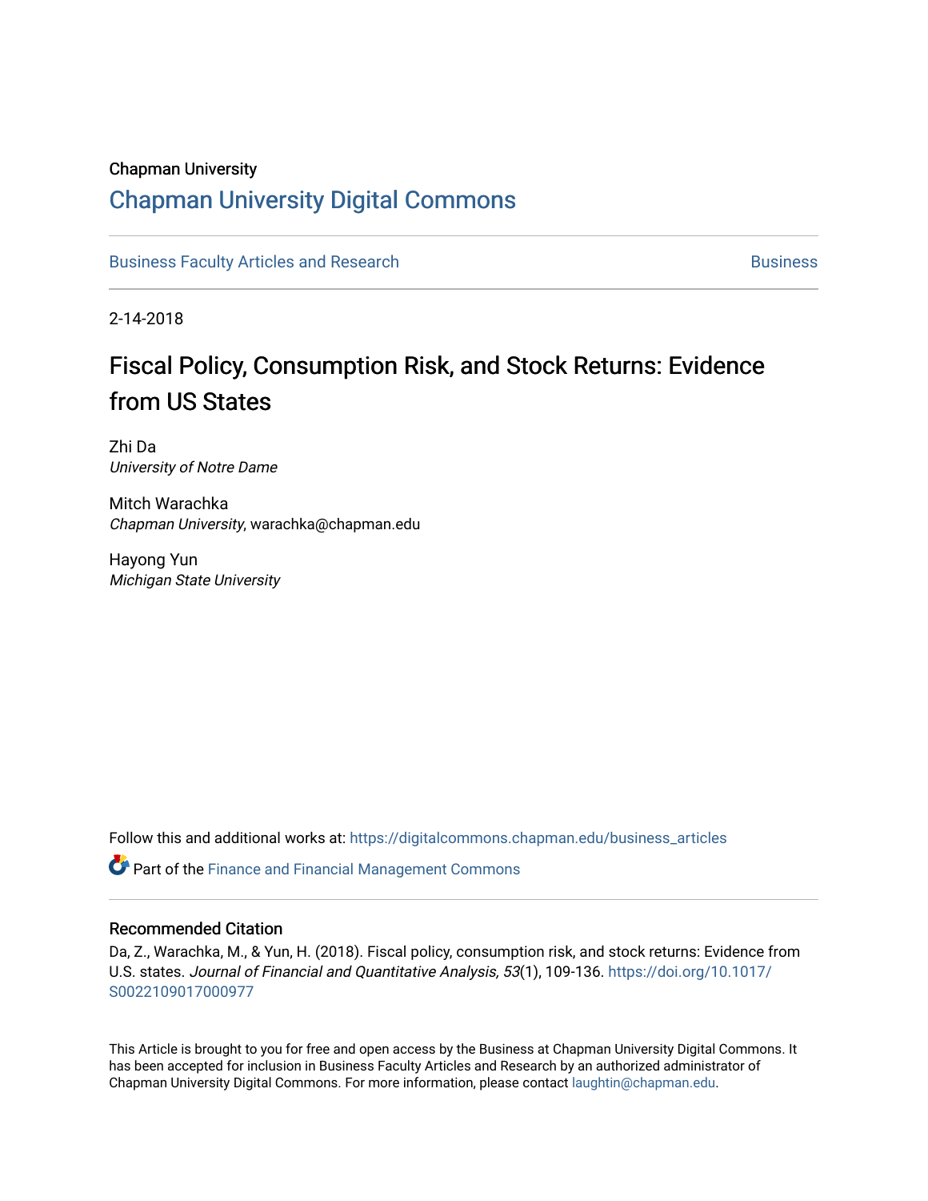Chapman University

# Chapman University Digital Commons

Business Faculty Articles and Research | Business

2-14-2018

## Fiscal Policy, Consumption Risk, and Stock Returns: Evidence from US States

Zhi Da
*University of Notre Dame*

Mitch Warachka
*Chapman University*, warachka@chapman.edu

Hayong Yun
*Michigan State University*

Follow this and additional works at: https://digitalcommons.chapman.edu/business_articles

Part of the Finance and Financial Management Commons

### Recommended Citation

Da, Z., Warachka, M., & Yun, H. (2018). Fiscal policy, consumption risk, and stock returns: Evidence from U.S. states. *Journal of Financial and Quantitative Analysis, 53*(1), 109-136. https://doi.org/10.1017/S0022109017000977

This Article is brought to you for free and open access by the Business at Chapman University Digital Commons. It has been accepted for inclusion in Business Faculty Articles and Research by an authorized administrator of Chapman University Digital Commons. For more information, please contact laughtin@chapman.edu.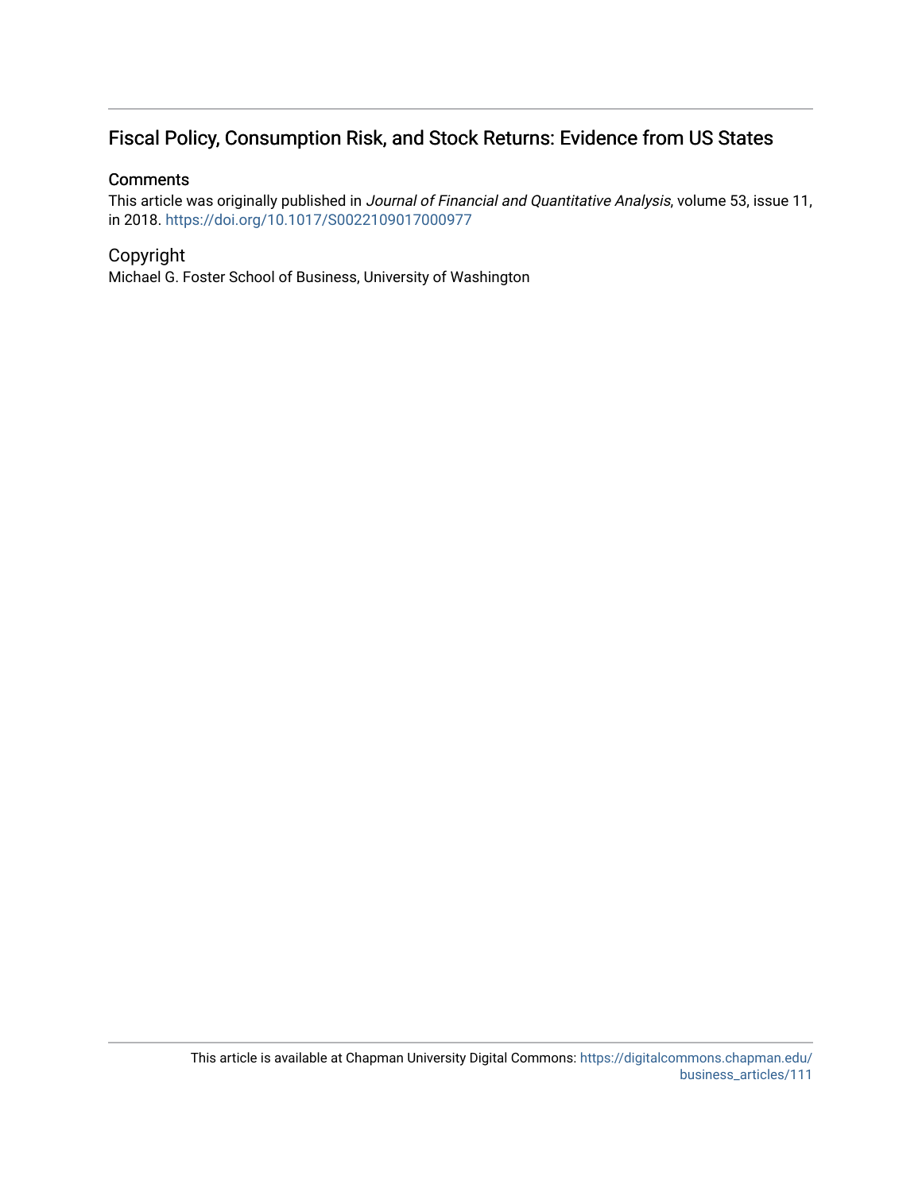## Fiscal Policy, Consumption Risk, and Stock Returns: Evidence from US States

### Comments

This article was originally published in *Journal of Financial and Quantitative Analysis*, volume 53, issue 11, in 2018. https://doi.org/10.1017/S0022109017000977

### Copyright

Michael G. Foster School of Business, University of Washington

This article is available at Chapman University Digital Commons: https://digitalcommons.chapman.edu/business_articles/111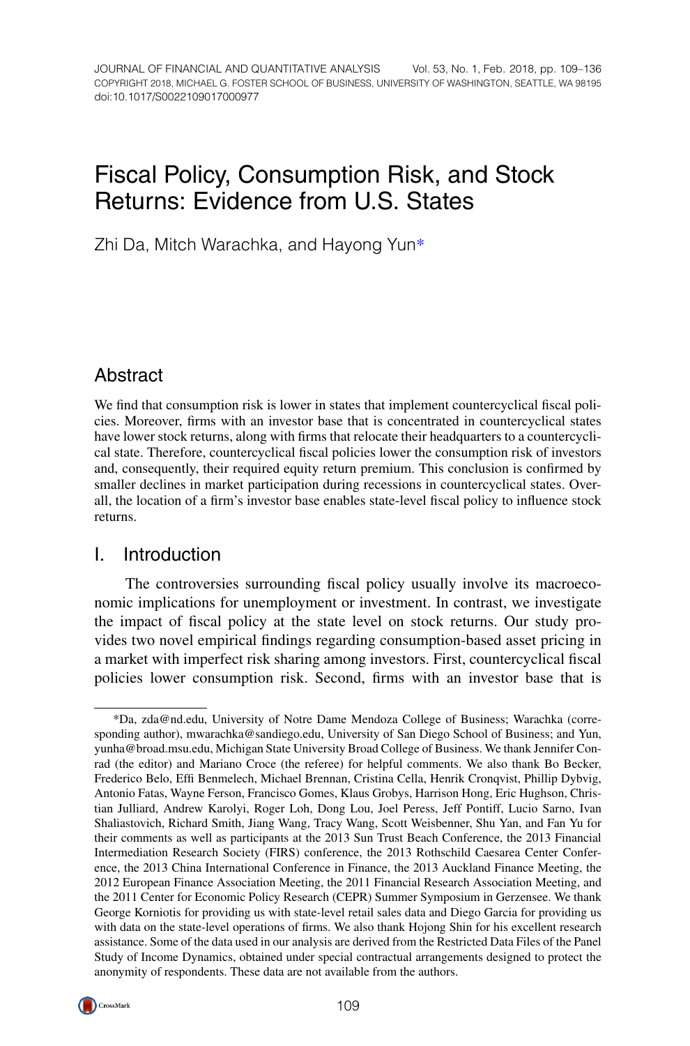# Fiscal Policy, Consumption Risk, and Stock Returns: Evidence from U.S. States

Zhi Da, Mitch Warachka, and Hayong Yun*

## Abstract

We find that consumption risk is lower in states that implement countercyclical fiscal policies. Moreover, firms with an investor base that is concentrated in countercyclical states have lower stock returns, along with firms that relocate their headquarters to a countercyclical state. Therefore, countercyclical fiscal policies lower the consumption risk of investors and, consequently, their required equity return premium. This conclusion is confirmed by smaller declines in market participation during recessions in countercyclical states. Overall, the location of a firm's investor base enables state-level fiscal policy to influence stock returns.

## I. Introduction

The controversies surrounding fiscal policy usually involve its macroeconomic implications for unemployment or investment. In contrast, we investigate the impact of fiscal policy at the state level on stock returns. Our study provides two novel empirical findings regarding consumption-based asset pricing in a market with imperfect risk sharing among investors. First, countercyclical fiscal policies lower consumption risk. Second, firms with an investor base that is

---

*Da, zda@nd.edu, University of Notre Dame Mendoza College of Business; Warachka (corresponding author), mwarachka@sandiego.edu, University of San Diego School of Business; and Yun, yunha@broad.msu.edu, Michigan State University Broad College of Business. We thank Jennifer Conrad (the editor) and Mariano Croce (the referee) for helpful comments. We also thank Bo Becker, Frederico Belo, Effi Benmelech, Michael Brennan, Cristina Cella, Henrik Cronqvist, Phillip Dybvig, Antonio Fatas, Wayne Ferson, Francisco Gomes, Klaus Grobys, Harrison Hong, Eric Hughson, Christian Julliard, Andrew Karolyi, Roger Loh, Dong Lou, Joel Peress, Jeff Pontiff, Lucio Sarno, Ivan Shaliastovich, Richard Smith, Jiang Wang, Tracy Wang, Scott Weisbenner, Shu Yan, and Fan Yu for their comments as well as participants at the 2013 Sun Trust Beach Conference, the 2013 Financial Intermediation Research Society (FIRS) conference, the 2013 Rothschild Caesarea Center Conference, the 2013 China International Conference in Finance, the 2013 Auckland Finance Meeting, the 2012 European Finance Association Meeting, the 2011 Financial Research Association Meeting, and the 2011 Center for Economic Policy Research (CEPR) Summer Symposium in Gerzensee. We thank George Korniotis for providing us with state-level retail sales data and Diego Garcia for providing us with data on the state-level operations of firms. We also thank Hojong Shin for his excellent research assistance. Some of the data used in our analysis are derived from the Restricted Data Files of the Panel Study of Income Dynamics, obtained under special contractual arrangements designed to protect the anonymity of respondents. These data are not available from the authors.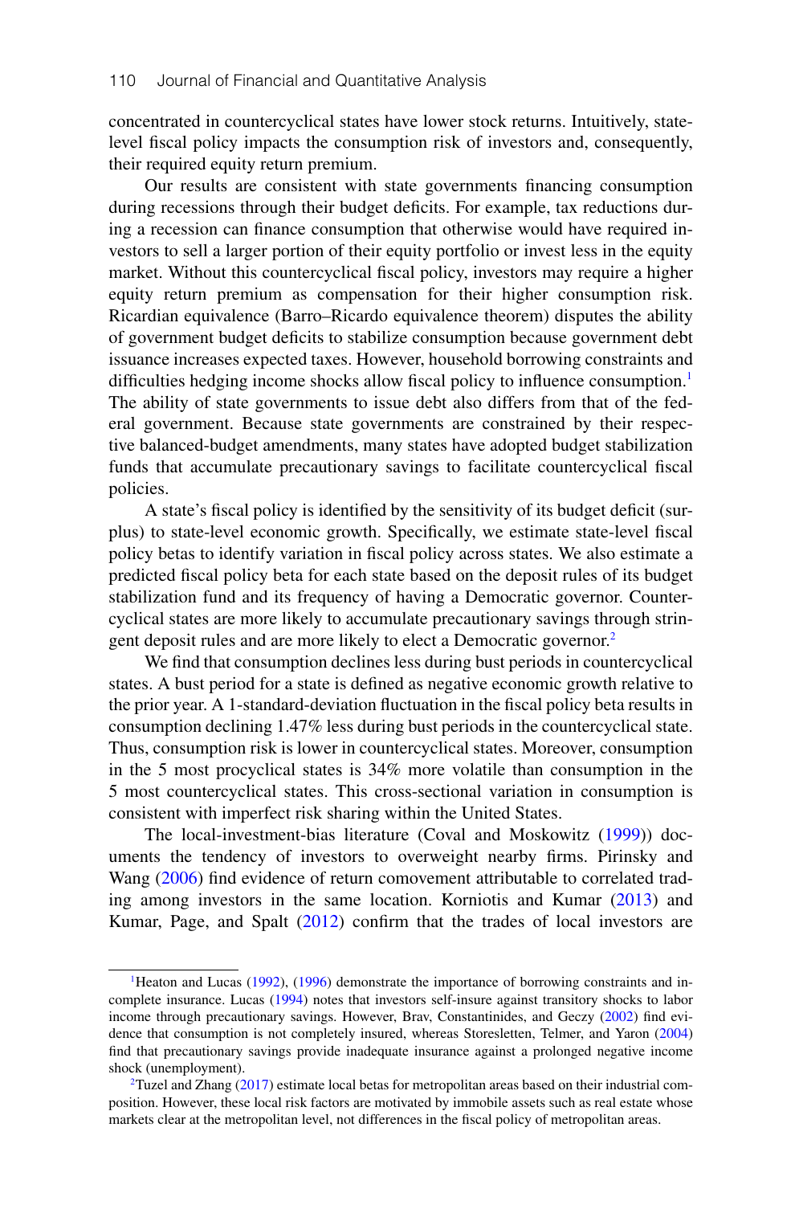concentrated in countercyclical states have lower stock returns. Intuitively, state-level fiscal policy impacts the consumption risk of investors and, consequently, their required equity return premium.

Our results are consistent with state governments financing consumption during recessions through their budget deficits. For example, tax reductions during a recession can finance consumption that otherwise would have required investors to sell a larger portion of their equity portfolio or invest less in the equity market. Without this countercyclical fiscal policy, investors may require a higher equity return premium as compensation for their higher consumption risk. Ricardian equivalence (Barro–Ricardo equivalence theorem) disputes the ability of government budget deficits to stabilize consumption because government debt issuance increases expected taxes. However, household borrowing constraints and difficulties hedging income shocks allow fiscal policy to influence consumption.[1] The ability of state governments to issue debt also differs from that of the federal government. Because state governments are constrained by their respective balanced-budget amendments, many states have adopted budget stabilization funds that accumulate precautionary savings to facilitate countercyclical fiscal policies.

A state's fiscal policy is identified by the sensitivity of its budget deficit (surplus) to state-level economic growth. Specifically, we estimate state-level fiscal policy betas to identify variation in fiscal policy across states. We also estimate a predicted fiscal policy beta for each state based on the deposit rules of its budget stabilization fund and its frequency of having a Democratic governor. Countercyclical states are more likely to accumulate precautionary savings through stringent deposit rules and are more likely to elect a Democratic governor.[2]

We find that consumption declines less during bust periods in countercyclical states. A bust period for a state is defined as negative economic growth relative to the prior year. A 1-standard-deviation fluctuation in the fiscal policy beta results in consumption declining 1.47% less during bust periods in the countercyclical state. Thus, consumption risk is lower in countercyclical states. Moreover, consumption in the 5 most procyclical states is 34% more volatile than consumption in the 5 most countercyclical states. This cross-sectional variation in consumption is consistent with imperfect risk sharing within the United States.

The local-investment-bias literature (Coval and Moskowitz (1999)) documents the tendency of investors to overweight nearby firms. Pirinsky and Wang (2006) find evidence of return comovement attributable to correlated trading among investors in the same location. Korniotis and Kumar (2013) and Kumar, Page, and Spalt (2012) confirm that the trades of local investors are

---

[1] Heaton and Lucas (1992), (1996) demonstrate the importance of borrowing constraints and incomplete insurance. Lucas (1994) notes that investors self-insure against transitory shocks to labor income through precautionary savings. However, Brav, Constantinides, and Geczy (2002) find evidence that consumption is not completely insured, whereas Storesletten, Telmer, and Yaron (2004) find that precautionary savings provide inadequate insurance against a prolonged negative income shock (unemployment).

[2] Tuzel and Zhang (2017) estimate local betas for metropolitan areas based on their industrial composition. However, these local risk factors are motivated by immobile assets such as real estate whose markets clear at the metropolitan level, not differences in the fiscal policy of metropolitan areas.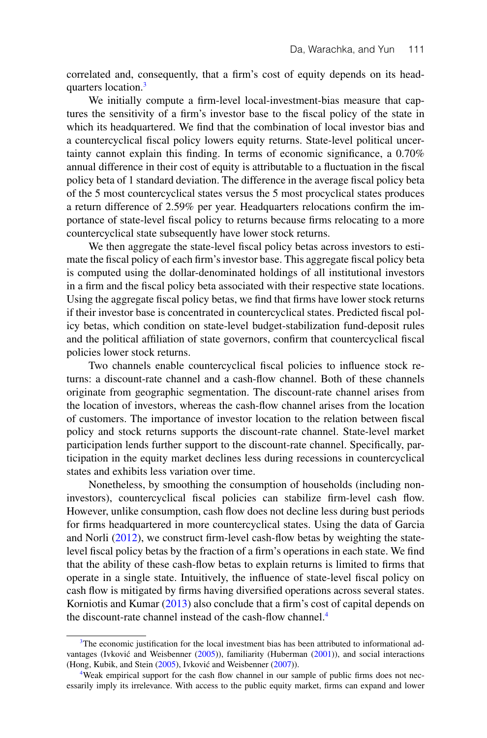correlated and, consequently, that a firm's cost of equity depends on its headquarters location.[3]

We initially compute a firm-level local-investment-bias measure that captures the sensitivity of a firm's investor base to the fiscal policy of the state in which its headquartered. We find that the combination of local investor bias and a countercyclical fiscal policy lowers equity returns. State-level political uncertainty cannot explain this finding. In terms of economic significance, a 0.70% annual difference in their cost of equity is attributable to a fluctuation in the fiscal policy beta of 1 standard deviation. The difference in the average fiscal policy beta of the 5 most countercyclical states versus the 5 most procyclical states produces a return difference of 2.59% per year. Headquarters relocations confirm the importance of state-level fiscal policy to returns because firms relocating to a more countercyclical state subsequently have lower stock returns.

We then aggregate the state-level fiscal policy betas across investors to estimate the fiscal policy of each firm's investor base. This aggregate fiscal policy beta is computed using the dollar-denominated holdings of all institutional investors in a firm and the fiscal policy beta associated with their respective state locations. Using the aggregate fiscal policy betas, we find that firms have lower stock returns if their investor base is concentrated in countercyclical states. Predicted fiscal policy betas, which condition on state-level budget-stabilization fund-deposit rules and the political affiliation of state governors, confirm that countercyclical fiscal policies lower stock returns.

Two channels enable countercyclical fiscal policies to influence stock returns: a discount-rate channel and a cash-flow channel. Both of these channels originate from geographic segmentation. The discount-rate channel arises from the location of investors, whereas the cash-flow channel arises from the location of customers. The importance of investor location to the relation between fiscal policy and stock returns supports the discount-rate channel. State-level market participation lends further support to the discount-rate channel. Specifically, participation in the equity market declines less during recessions in countercyclical states and exhibits less variation over time.

Nonetheless, by smoothing the consumption of households (including non-investors), countercyclical fiscal policies can stabilize firm-level cash flow. However, unlike consumption, cash flow does not decline less during bust periods for firms headquartered in more countercyclical states. Using the data of Garcia and Norli (2012), we construct firm-level cash-flow betas by weighting the state-level fiscal policy betas by the fraction of a firm's operations in each state. We find that the ability of these cash-flow betas to explain returns is limited to firms that operate in a single state. Intuitively, the influence of state-level fiscal policy on cash flow is mitigated by firms having diversified operations across several states. Korniotis and Kumar (2013) also conclude that a firm's cost of capital depends on the discount-rate channel instead of the cash-flow channel.[4]

[3]The economic justification for the local investment bias has been attributed to informational advantages (Ivković and Weisbenner (2005)), familiarity (Huberman (2001)), and social interactions (Hong, Kubik, and Stein (2005), Ivković and Weisbenner (2007)).

[4]Weak empirical support for the cash flow channel in our sample of public firms does not necessarily imply its irrelevance. With access to the public equity market, firms can expand and lower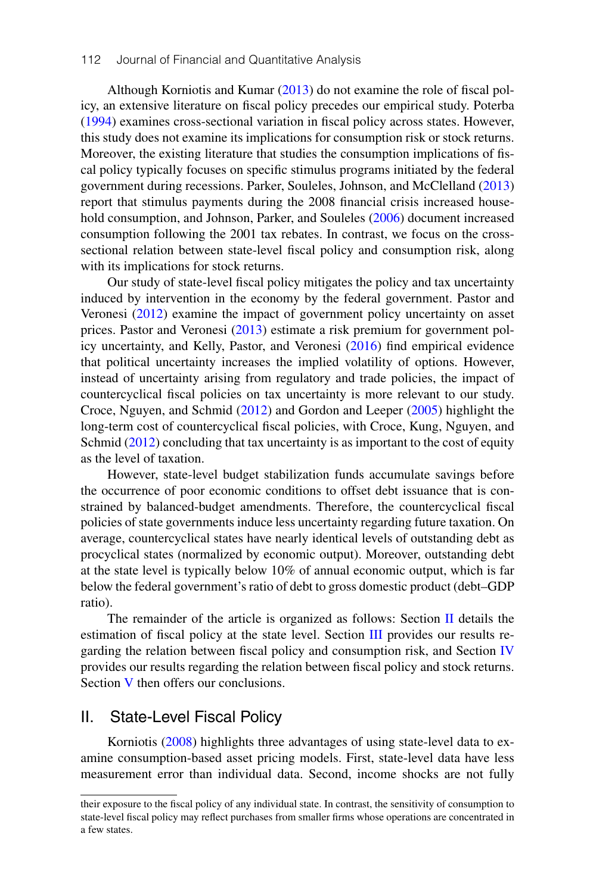Although Korniotis and Kumar (2013) do not examine the role of fiscal policy, an extensive literature on fiscal policy precedes our empirical study. Poterba (1994) examines cross-sectional variation in fiscal policy across states. However, this study does not examine its implications for consumption risk or stock returns. Moreover, the existing literature that studies the consumption implications of fiscal policy typically focuses on specific stimulus programs initiated by the federal government during recessions. Parker, Souleles, Johnson, and McClelland (2013) report that stimulus payments during the 2008 financial crisis increased household consumption, and Johnson, Parker, and Souleles (2006) document increased consumption following the 2001 tax rebates. In contrast, we focus on the cross-sectional relation between state-level fiscal policy and consumption risk, along with its implications for stock returns.

Our study of state-level fiscal policy mitigates the policy and tax uncertainty induced by intervention in the economy by the federal government. Pastor and Veronesi (2012) examine the impact of government policy uncertainty on asset prices. Pastor and Veronesi (2013) estimate a risk premium for government policy uncertainty, and Kelly, Pastor, and Veronesi (2016) find empirical evidence that political uncertainty increases the implied volatility of options. However, instead of uncertainty arising from regulatory and trade policies, the impact of countercyclical fiscal policies on tax uncertainty is more relevant to our study. Croce, Nguyen, and Schmid (2012) and Gordon and Leeper (2005) highlight the long-term cost of countercyclical fiscal policies, with Croce, Kung, Nguyen, and Schmid (2012) concluding that tax uncertainty is as important to the cost of equity as the level of taxation.

However, state-level budget stabilization funds accumulate savings before the occurrence of poor economic conditions to offset debt issuance that is constrained by balanced-budget amendments. Therefore, the countercyclical fiscal policies of state governments induce less uncertainty regarding future taxation. On average, countercyclical states have nearly identical levels of outstanding debt as procyclical states (normalized by economic output). Moreover, outstanding debt at the state level is typically below 10% of annual economic output, which is far below the federal government's ratio of debt to gross domestic product (debt–GDP ratio).

The remainder of the article is organized as follows: Section II details the estimation of fiscal policy at the state level. Section III provides our results regarding the relation between fiscal policy and consumption risk, and Section IV provides our results regarding the relation between fiscal policy and stock returns. Section V then offers our conclusions.

## II. State-Level Fiscal Policy

Korniotis (2008) highlights three advantages of using state-level data to examine consumption-based asset pricing models. First, state-level data have less measurement error than individual data. Second, income shocks are not fully

their exposure to the fiscal policy of any individual state. In contrast, the sensitivity of consumption to state-level fiscal policy may reflect purchases from smaller firms whose operations are concentrated in a few states.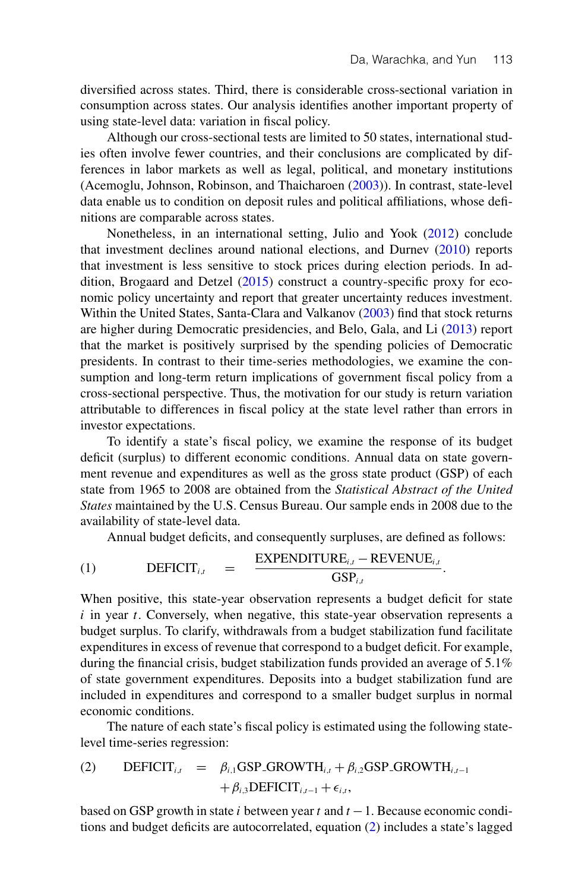diversified across states. Third, there is considerable cross-sectional variation in consumption across states. Our analysis identifies another important property of using state-level data: variation in fiscal policy.

Although our cross-sectional tests are limited to 50 states, international studies often involve fewer countries, and their conclusions are complicated by differences in labor markets as well as legal, political, and monetary institutions (Acemoglu, Johnson, Robinson, and Thaicharoen (2003)). In contrast, state-level data enable us to condition on deposit rules and political affiliations, whose definitions are comparable across states.

Nonetheless, in an international setting, Julio and Yook (2012) conclude that investment declines around national elections, and Durnev (2010) reports that investment is less sensitive to stock prices during election periods. In addition, Brogaard and Detzel (2015) construct a country-specific proxy for economic policy uncertainty and report that greater uncertainty reduces investment. Within the United States, Santa-Clara and Valkanov (2003) find that stock returns are higher during Democratic presidencies, and Belo, Gala, and Li (2013) report that the market is positively surprised by the spending policies of Democratic presidents. In contrast to their time-series methodologies, we examine the consumption and long-term return implications of government fiscal policy from a cross-sectional perspective. Thus, the motivation for our study is return variation attributable to differences in fiscal policy at the state level rather than errors in investor expectations.

To identify a state's fiscal policy, we examine the response of its budget deficit (surplus) to different economic conditions. Annual data on state government revenue and expenditures as well as the gross state product (GSP) of each state from 1965 to 2008 are obtained from the *Statistical Abstract of the United States* maintained by the U.S. Census Bureau. Our sample ends in 2008 due to the availability of state-level data.

Annual budget deficits, and consequently surpluses, are defined as follows:

$$\text{(1)} \qquad \text{DEFICIT}_{i,t} = \frac{\text{EXPENDITURE}_{i,t} - \text{REVENUE}_{i,t}}{\text{GSP}_{i,t}}.$$

When positive, this state-year observation represents a budget deficit for state $i$ in year $t$. Conversely, when negative, this state-year observation represents a budget surplus. To clarify, withdrawals from a budget stabilization fund facilitate expenditures in excess of revenue that correspond to a budget deficit. For example, during the financial crisis, budget stabilization funds provided an average of 5.1% of state government expenditures. Deposits into a budget stabilization fund are included in expenditures and correspond to a smaller budget surplus in normal economic conditions.

The nature of each state's fiscal policy is estimated using the following state-level time-series regression:

$$\text{(2)} \qquad \text{DEFICIT}_{i,t} = \beta_{i,1}\text{GSP\_GROWTH}_{i,t} + \beta_{i,2}\text{GSP\_GROWTH}_{i,t-1} + \beta_{i,3}\text{DEFICIT}_{i,t-1} + \epsilon_{i,t},$$

based on GSP growth in state $i$ between year $t$ and $t-1$. Because economic conditions and budget deficits are autocorrelated, equation (2) includes a state's lagged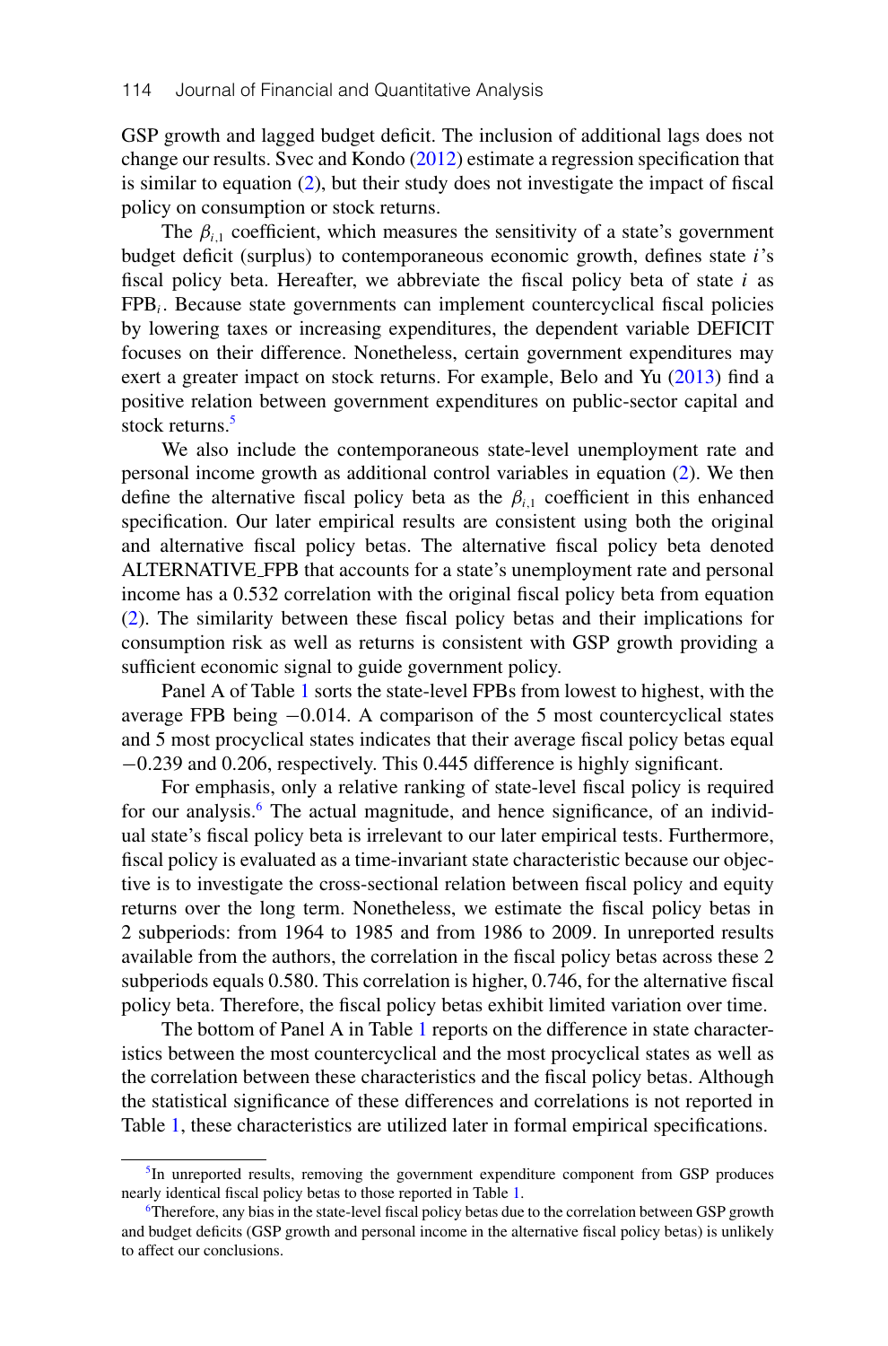GSP growth and lagged budget deficit. The inclusion of additional lags does not change our results. Svec and Kondo (2012) estimate a regression specification that is similar to equation (2), but their study does not investigate the impact of fiscal policy on consumption or stock returns.

The $\beta_{i,1}$ coefficient, which measures the sensitivity of a state's government budget deficit (surplus) to contemporaneous economic growth, defines state $i$'s fiscal policy beta. Hereafter, we abbreviate the fiscal policy beta of state $i$ as $\text{FPB}_i$. Because state governments can implement countercyclical fiscal policies by lowering taxes or increasing expenditures, the dependent variable DEFICIT focuses on their difference. Nonetheless, certain government expenditures may exert a greater impact on stock returns. For example, Belo and Yu (2013) find a positive relation between government expenditures on public-sector capital and stock returns.[5]

We also include the contemporaneous state-level unemployment rate and personal income growth as additional control variables in equation (2). We then define the alternative fiscal policy beta as the $\beta_{i,1}$ coefficient in this enhanced specification. Our later empirical results are consistent using both the original and alternative fiscal policy betas. The alternative fiscal policy beta denoted ALTERNATIVE_FPB that accounts for a state's unemployment rate and personal income has a 0.532 correlation with the original fiscal policy beta from equation (2). The similarity between these fiscal policy betas and their implications for consumption risk as well as returns is consistent with GSP growth providing a sufficient economic signal to guide government policy.

Panel A of Table 1 sorts the state-level FPBs from lowest to highest, with the average FPB being −0.014. A comparison of the 5 most countercyclical states and 5 most procyclical states indicates that their average fiscal policy betas equal −0.239 and 0.206, respectively. This 0.445 difference is highly significant.

For emphasis, only a relative ranking of state-level fiscal policy is required for our analysis.[6] The actual magnitude, and hence significance, of an individual state's fiscal policy beta is irrelevant to our later empirical tests. Furthermore, fiscal policy is evaluated as a time-invariant state characteristic because our objective is to investigate the cross-sectional relation between fiscal policy and equity returns over the long term. Nonetheless, we estimate the fiscal policy betas in 2 subperiods: from 1964 to 1985 and from 1986 to 2009. In unreported results available from the authors, the correlation in the fiscal policy betas across these 2 subperiods equals 0.580. This correlation is higher, 0.746, for the alternative fiscal policy beta. Therefore, the fiscal policy betas exhibit limited variation over time.

The bottom of Panel A in Table 1 reports on the difference in state characteristics between the most countercyclical and the most procyclical states as well as the correlation between these characteristics and the fiscal policy betas. Although the statistical significance of these differences and correlations is not reported in Table 1, these characteristics are utilized later in formal empirical specifications.

[5] In unreported results, removing the government expenditure component from GSP produces nearly identical fiscal policy betas to those reported in Table 1.

[6] Therefore, any bias in the state-level fiscal policy betas due to the correlation between GSP growth and budget deficits (GSP growth and personal income in the alternative fiscal policy betas) is unlikely to affect our conclusions.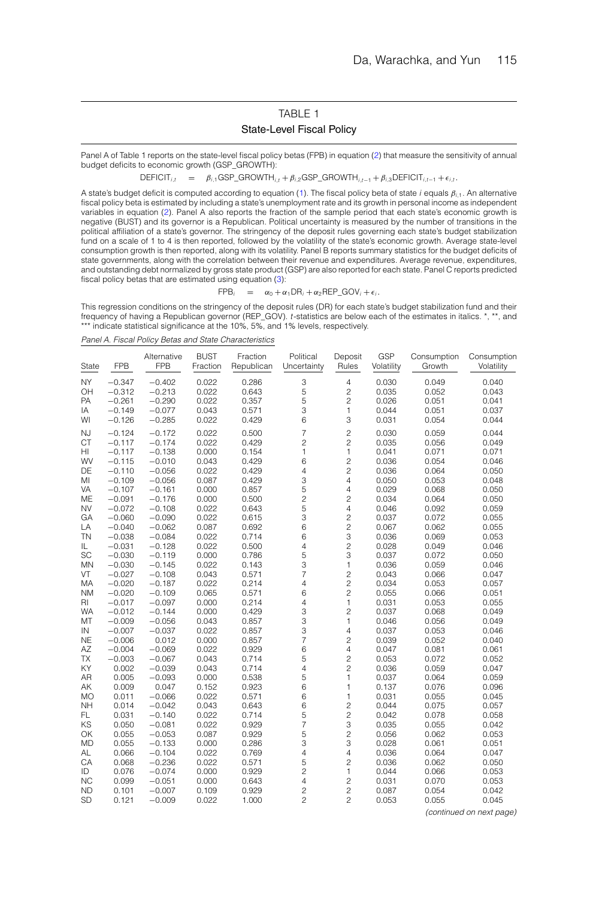# TABLE 1

## State-Level Fiscal Policy

Panel A of Table 1 reports on the state-level fiscal policy betas (FPB) in equation (2) that measure the sensitivity of annual budget deficits to economic growth (GSP_GROWTH):

$$\text{DEFICIT}_{i,t} \quad = \quad \beta_{i,1}\text{GSP\_GROWTH}_{i,t} + \beta_{i,2}\text{GSP\_GROWTH}_{i,t-1} + \beta_{i,3}\text{DEFICIT}_{i,t-1} + \epsilon_{i,t}.$$

A state's budget deficit is computed according to equation (1). The fiscal policy beta of state $i$ equals $\beta_{i,1}$. An alternative fiscal policy beta is estimated by including a state's unemployment rate and its growth in personal income as independent variables in equation (2). Panel A also reports the fraction of the sample period that each state's economic growth is negative (BUST) and its governor is a Republican. Political uncertainty is measured by the number of transitions in the political affiliation of a state's governor. The stringency of the deposit rules governing each state's budget stabilization fund on a scale of 1 to 4 is then reported, followed by the volatility of the state's economic growth. Average state-level consumption growth is then reported, along with its volatility. Panel B reports summary statistics for the budget deficits of state governments, along with the correlation between their revenue and expenditures. Average revenue, expenditures, and outstanding debt normalized by gross state product (GSP) are also reported for each state. Panel C reports predicted fiscal policy betas that are estimated using equation (3):

$$\text{FPB}_i \quad = \quad \alpha_0 + \alpha_1\text{DR}_i + \alpha_2\text{REP\_GOV}_i + \epsilon_i.$$

This regression conditions on the stringency of the deposit rules (DR) for each state's budget stabilization fund and their frequency of having a Republican governor (REP_GOV). $t$-statistics are below each of the estimates in italics. *, **, and *** indicate statistical significance at the 10%, 5%, and 1% levels, respectively.

*Panel A. Fiscal Policy Betas and State Characteristics*

| State | FPB | Alternative FPB | BUST Fraction | Fraction Republican | Political Uncertainty | Deposit Rules | GSP Volatility | Consumption Growth | Consumption Volatility |
|---|---|---|---|---|---|---|---|---|---|
| NY | −0.347 | −0.402 | 0.022 | 0.286 | 3 | 4 | 0.030 | 0.049 | 0.040 |
| OH | −0.312 | −0.213 | 0.022 | 0.643 | 5 | 2 | 0.035 | 0.052 | 0.043 |
| PA | −0.261 | −0.290 | 0.022 | 0.357 | 5 | 2 | 0.026 | 0.051 | 0.041 |
| IA | −0.149 | −0.077 | 0.043 | 0.571 | 3 | 1 | 0.044 | 0.051 | 0.037 |
| WI | −0.126 | −0.285 | 0.022 | 0.429 | 6 | 3 | 0.031 | 0.054 | 0.044 |
| NJ | −0.124 | −0.172 | 0.022 | 0.500 | 7 | 2 | 0.030 | 0.059 | 0.044 |
| CT | −0.117 | −0.174 | 0.022 | 0.429 | 2 | 2 | 0.035 | 0.056 | 0.049 |
| HI | −0.117 | −0.138 | 0.000 | 0.154 | 1 | 1 | 0.041 | 0.071 | 0.071 |
| WV | −0.115 | −0.010 | 0.043 | 0.429 | 6 | 2 | 0.036 | 0.054 | 0.046 |
| DE | −0.110 | −0.056 | 0.022 | 0.429 | 4 | 2 | 0.036 | 0.064 | 0.050 |
| MI | −0.109 | −0.056 | 0.087 | 0.429 | 3 | 4 | 0.050 | 0.053 | 0.048 |
| VA | −0.107 | −0.161 | 0.000 | 0.857 | 5 | 4 | 0.029 | 0.068 | 0.050 |
| ME | −0.091 | −0.176 | 0.000 | 0.500 | 2 | 2 | 0.034 | 0.064 | 0.050 |
| NV | −0.072 | −0.108 | 0.022 | 0.643 | 5 | 4 | 0.046 | 0.092 | 0.059 |
| GA | −0.060 | −0.090 | 0.022 | 0.615 | 3 | 2 | 0.037 | 0.072 | 0.055 |
| LA | −0.040 | −0.062 | 0.087 | 0.692 | 6 | 2 | 0.067 | 0.062 | 0.055 |
| TN | −0.038 | −0.084 | 0.022 | 0.714 | 6 | 3 | 0.036 | 0.069 | 0.053 |
| IL | −0.031 | −0.128 | 0.022 | 0.500 | 4 | 2 | 0.028 | 0.049 | 0.046 |
| SC | −0.030 | −0.119 | 0.000 | 0.786 | 5 | 3 | 0.037 | 0.072 | 0.050 |
| MN | −0.030 | −0.145 | 0.022 | 0.143 | 3 | 1 | 0.036 | 0.059 | 0.046 |
| VT | −0.027 | −0.108 | 0.043 | 0.571 | 7 | 2 | 0.043 | 0.066 | 0.047 |
| MA | −0.020 | −0.187 | 0.022 | 0.214 | 4 | 2 | 0.034 | 0.053 | 0.057 |
| NM | −0.020 | −0.109 | 0.065 | 0.571 | 6 | 2 | 0.055 | 0.066 | 0.051 |
| RI | −0.017 | −0.097 | 0.000 | 0.214 | 4 | 1 | 0.031 | 0.053 | 0.055 |
| WA | −0.012 | −0.144 | 0.000 | 0.429 | 3 | 2 | 0.037 | 0.068 | 0.049 |
| MT | −0.009 | −0.056 | 0.043 | 0.857 | 3 | 1 | 0.046 | 0.056 | 0.049 |
| IN | −0.007 | −0.037 | 0.022 | 0.857 | 3 | 4 | 0.037 | 0.053 | 0.046 |
| NE | −0.006 | 0.012 | 0.000 | 0.857 | 7 | 2 | 0.039 | 0.052 | 0.040 |
| AZ | −0.004 | −0.069 | 0.022 | 0.929 | 6 | 4 | 0.047 | 0.081 | 0.061 |
| TX | −0.003 | −0.067 | 0.043 | 0.714 | 5 | 2 | 0.053 | 0.072 | 0.052 |
| KY | 0.002 | −0.039 | 0.043 | 0.714 | 4 | 2 | 0.036 | 0.059 | 0.047 |
| AR | 0.005 | −0.093 | 0.000 | 0.538 | 5 | 1 | 0.037 | 0.064 | 0.059 |
| AK | 0.009 | 0.047 | 0.152 | 0.923 | 6 | 1 | 0.137 | 0.076 | 0.096 |
| MO | 0.011 | −0.066 | 0.022 | 0.571 | 6 | 1 | 0.031 | 0.055 | 0.045 |
| NH | 0.014 | −0.042 | 0.043 | 0.643 | 6 | 2 | 0.044 | 0.075 | 0.057 |
| FL | 0.031 | −0.140 | 0.022 | 0.714 | 5 | 2 | 0.042 | 0.078 | 0.058 |
| KS | 0.050 | −0.081 | 0.022 | 0.929 | 7 | 3 | 0.035 | 0.055 | 0.042 |
| OK | 0.055 | −0.053 | 0.087 | 0.929 | 5 | 2 | 0.056 | 0.062 | 0.053 |
| MD | 0.055 | −0.133 | 0.000 | 0.286 | 3 | 3 | 0.028 | 0.061 | 0.051 |
| AL | 0.066 | −0.104 | 0.022 | 0.769 | 4 | 4 | 0.036 | 0.064 | 0.047 |
| CA | 0.068 | −0.236 | 0.022 | 0.571 | 5 | 2 | 0.036 | 0.062 | 0.050 |
| ID | 0.076 | −0.074 | 0.000 | 0.929 | 2 | 1 | 0.044 | 0.066 | 0.053 |
| NC | 0.099 | −0.051 | 0.000 | 0.643 | 4 | 2 | 0.031 | 0.070 | 0.053 |
| ND | 0.101 | −0.007 | 0.109 | 0.929 | 2 | 2 | 0.087 | 0.054 | 0.042 |
| SD | 0.121 | −0.009 | 0.022 | 1.000 | 2 | 2 | 0.053 | 0.055 | 0.045 |

*(continued on next page)*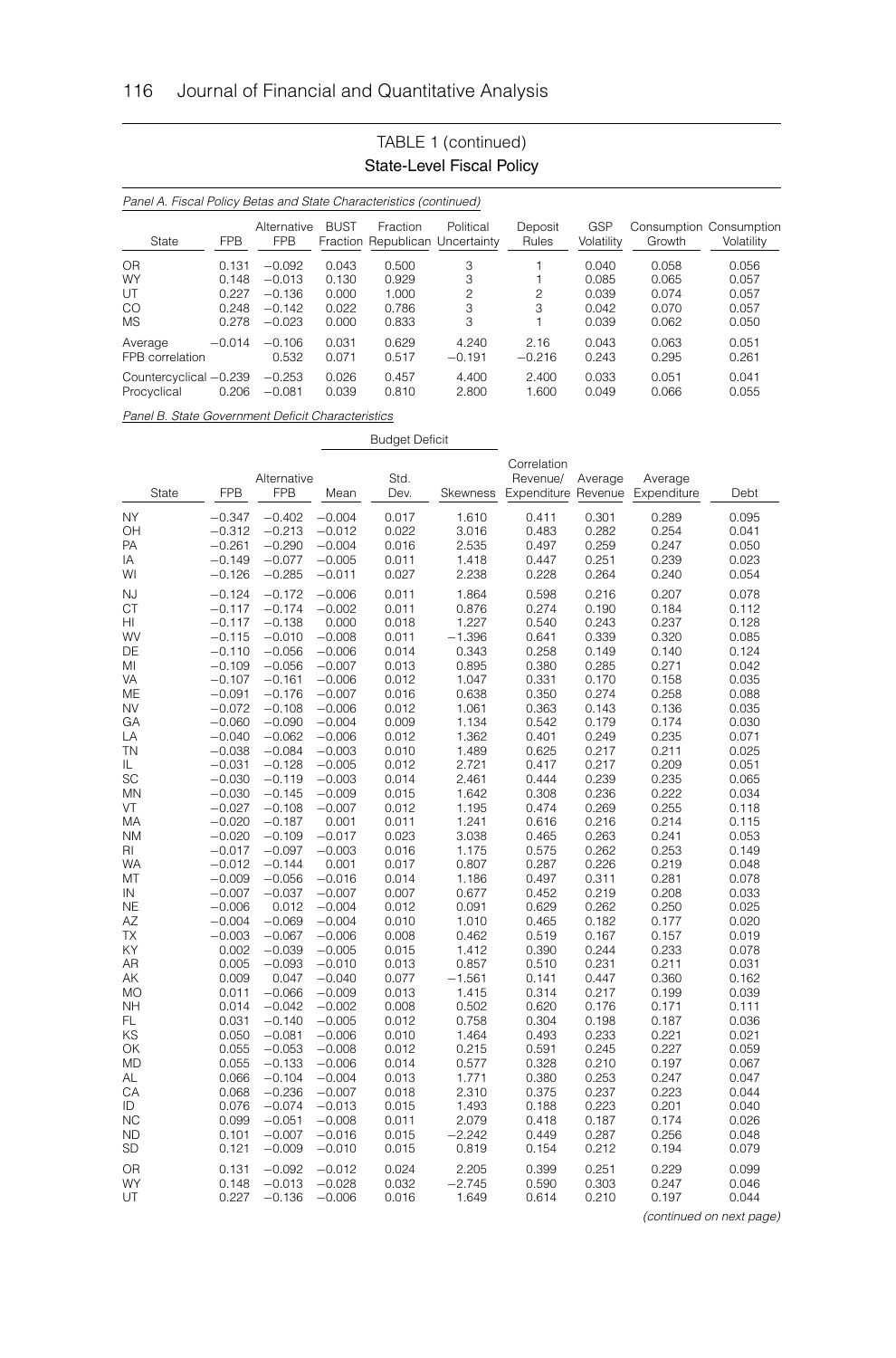TABLE 1 (continued)
**State-Level Fiscal Policy**

*Panel A. Fiscal Policy Betas and State Characteristics (continued)*

| State | FPB | Alternative FPB | BUST Fraction | Fraction Republican | Political Uncertainty | Deposit Rules | GSP Volatility | Consumption Growth | Consumption Volatility |
|---|---|---|---|---|---|---|---|---|---|
| OR | 0.131 | −0.092 | 0.043 | 0.500 | 3 | 1 | 0.040 | 0.058 | 0.056 |
| WY | 0.148 | −0.013 | 0.130 | 0.929 | 3 | 1 | 0.085 | 0.065 | 0.057 |
| UT | 0.227 | −0.136 | 0.000 | 1.000 | 2 | 2 | 0.039 | 0.074 | 0.057 |
| CO | 0.248 | −0.142 | 0.022 | 0.786 | 3 | 3 | 0.042 | 0.070 | 0.057 |
| MS | 0.278 | −0.023 | 0.000 | 0.833 | 3 | 1 | 0.039 | 0.062 | 0.050 |
| Average | −0.014 | −0.106 | 0.031 | 0.629 | 4.240 | 2.16 | 0.043 | 0.063 | 0.051 |
| FPB correlation | | 0.532 | 0.071 | 0.517 | −0.191 | −0.216 | 0.243 | 0.295 | 0.261 |
| Countercyclical | −0.239 | −0.253 | 0.026 | 0.457 | 4.400 | 2.400 | 0.033 | 0.051 | 0.041 |
| Procyclical | 0.206 | −0.081 | 0.039 | 0.810 | 2.800 | 1.600 | 0.049 | 0.066 | 0.055 |

*Panel B. State Government Deficit Characteristics*

| State | FPB | Alternative FPB | Budget Deficit: Mean | Budget Deficit: Std. Dev. | Budget Deficit: Skewness | Correlation Revenue/ Expenditure | Average Revenue | Average Expenditure | Debt |
|---|---|---|---|---|---|---|---|---|---|
| NY | −0.347 | −0.402 | −0.004 | 0.017 | 1.610 | 0.411 | 0.301 | 0.289 | 0.095 |
| OH | −0.312 | −0.213 | −0.012 | 0.022 | 3.016 | 0.483 | 0.282 | 0.254 | 0.041 |
| PA | −0.261 | −0.290 | −0.004 | 0.016 | 2.535 | 0.497 | 0.259 | 0.247 | 0.050 |
| IA | −0.149 | −0.077 | −0.005 | 0.011 | 1.418 | 0.447 | 0.251 | 0.239 | 0.023 |
| WI | −0.126 | −0.285 | −0.011 | 0.027 | 2.238 | 0.228 | 0.264 | 0.240 | 0.054 |
| NJ | −0.124 | −0.172 | −0.006 | 0.011 | 1.864 | 0.598 | 0.216 | 0.207 | 0.078 |
| CT | −0.117 | −0.174 | −0.002 | 0.011 | 0.876 | 0.274 | 0.190 | 0.184 | 0.112 |
| HI | −0.117 | −0.138 | 0.000 | 0.018 | 1.227 | 0.540 | 0.243 | 0.237 | 0.128 |
| WV | −0.115 | −0.010 | −0.008 | 0.011 | −1.396 | 0.641 | 0.339 | 0.320 | 0.085 |
| DE | −0.110 | −0.056 | −0.006 | 0.014 | 0.343 | 0.258 | 0.149 | 0.140 | 0.124 |
| MI | −0.109 | −0.056 | −0.007 | 0.013 | 0.895 | 0.380 | 0.285 | 0.271 | 0.042 |
| VA | −0.107 | −0.161 | −0.006 | 0.012 | 1.047 | 0.331 | 0.170 | 0.158 | 0.035 |
| ME | −0.091 | −0.176 | −0.007 | 0.016 | 0.638 | 0.350 | 0.274 | 0.258 | 0.088 |
| NV | −0.072 | −0.108 | −0.006 | 0.012 | 1.061 | 0.363 | 0.143 | 0.136 | 0.035 |
| GA | −0.060 | −0.090 | −0.004 | 0.009 | 1.134 | 0.542 | 0.179 | 0.174 | 0.030 |
| LA | −0.040 | −0.062 | −0.006 | 0.012 | 1.362 | 0.401 | 0.249 | 0.235 | 0.071 |
| TN | −0.038 | −0.084 | −0.003 | 0.010 | 1.489 | 0.625 | 0.217 | 0.211 | 0.025 |
| IL | −0.031 | −0.128 | −0.005 | 0.012 | 2.721 | 0.417 | 0.217 | 0.209 | 0.051 |
| SC | −0.030 | −0.119 | −0.003 | 0.014 | 2.461 | 0.444 | 0.239 | 0.235 | 0.065 |
| MN | −0.030 | −0.145 | −0.009 | 0.015 | 1.642 | 0.308 | 0.236 | 0.222 | 0.034 |
| VT | −0.027 | −0.108 | −0.007 | 0.012 | 1.195 | 0.474 | 0.269 | 0.255 | 0.118 |
| MA | −0.020 | −0.187 | 0.001 | 0.011 | 1.241 | 0.616 | 0.216 | 0.214 | 0.115 |
| NM | −0.020 | −0.109 | −0.017 | 0.023 | 3.038 | 0.465 | 0.263 | 0.241 | 0.053 |
| RI | −0.017 | −0.097 | −0.003 | 0.016 | 1.175 | 0.575 | 0.262 | 0.253 | 0.149 |
| WA | −0.012 | −0.144 | 0.001 | 0.017 | 0.807 | 0.287 | 0.226 | 0.219 | 0.048 |
| MT | −0.009 | −0.056 | −0.016 | 0.014 | 1.186 | 0.497 | 0.311 | 0.281 | 0.078 |
| IN | −0.007 | −0.037 | −0.007 | 0.007 | 0.677 | 0.452 | 0.219 | 0.208 | 0.033 |
| NE | −0.006 | 0.012 | −0.004 | 0.012 | 0.091 | 0.629 | 0.262 | 0.250 | 0.025 |
| AZ | −0.004 | −0.069 | −0.004 | 0.010 | 1.010 | 0.465 | 0.182 | 0.177 | 0.020 |
| TX | −0.003 | −0.067 | −0.006 | 0.008 | 0.462 | 0.519 | 0.167 | 0.157 | 0.019 |
| KY | 0.002 | −0.039 | −0.005 | 0.015 | 1.412 | 0.390 | 0.244 | 0.233 | 0.078 |
| AR | 0.005 | −0.093 | −0.010 | 0.013 | 0.857 | 0.510 | 0.231 | 0.211 | 0.031 |
| AK | 0.009 | 0.047 | −0.040 | 0.077 | −1.561 | 0.141 | 0.447 | 0.360 | 0.162 |
| MO | 0.011 | −0.066 | −0.009 | 0.013 | 1.415 | 0.314 | 0.217 | 0.199 | 0.039 |
| NH | 0.014 | −0.042 | −0.002 | 0.008 | 0.502 | 0.620 | 0.176 | 0.171 | 0.111 |
| FL | 0.031 | −0.140 | −0.005 | 0.012 | 0.758 | 0.304 | 0.198 | 0.187 | 0.036 |
| KS | 0.050 | −0.081 | −0.006 | 0.010 | 1.464 | 0.493 | 0.233 | 0.221 | 0.021 |
| OK | 0.055 | −0.053 | −0.008 | 0.012 | 0.215 | 0.591 | 0.245 | 0.227 | 0.059 |
| MD | 0.055 | −0.133 | −0.006 | 0.014 | 0.577 | 0.328 | 0.210 | 0.197 | 0.067 |
| AL | 0.066 | −0.104 | −0.004 | 0.013 | 1.771 | 0.380 | 0.253 | 0.247 | 0.047 |
| CA | 0.068 | −0.236 | −0.007 | 0.018 | 2.310 | 0.375 | 0.237 | 0.223 | 0.044 |
| ID | 0.076 | −0.074 | −0.013 | 0.015 | 1.493 | 0.188 | 0.223 | 0.201 | 0.040 |
| NC | 0.099 | −0.051 | −0.008 | 0.011 | 2.079 | 0.418 | 0.187 | 0.174 | 0.026 |
| ND | 0.101 | −0.007 | −0.016 | 0.015 | −2.242 | 0.449 | 0.287 | 0.256 | 0.048 |
| SD | 0.121 | −0.009 | −0.010 | 0.015 | 0.819 | 0.154 | 0.212 | 0.194 | 0.079 |
| OR | 0.131 | −0.092 | −0.012 | 0.024 | 2.205 | 0.399 | 0.251 | 0.229 | 0.099 |
| WY | 0.148 | −0.013 | −0.028 | 0.032 | −2.745 | 0.590 | 0.303 | 0.247 | 0.046 |
| UT | 0.227 | −0.136 | −0.006 | 0.016 | 1.649 | 0.614 | 0.210 | 0.197 | 0.044 |

*(continued on next page)*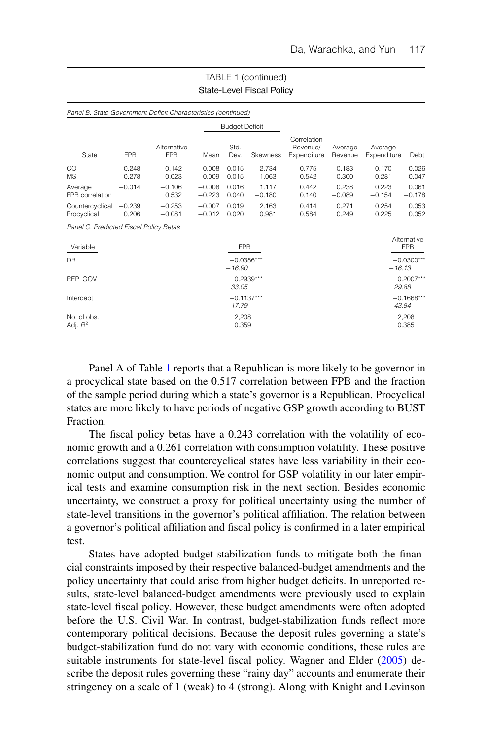TABLE 1 (continued)
State-Level Fiscal Policy

*Panel B. State Government Deficit Characteristics (continued)*

| State | FPB | Alternative FPB | Budget Deficit Mean | Budget Deficit Std. Dev. | Budget Deficit Skewness | Correlation Revenue/ Expenditure | Average Revenue | Average Expenditure | Debt |
|---|---|---|---|---|---|---|---|---|---|
| CO | 0.248 | −0.142 | −0.008 | 0.015 | 2.734 | 0.775 | 0.183 | 0.170 | 0.026 |
| MS | 0.278 | −0.023 | −0.009 | 0.015 | 1.063 | 0.542 | 0.300 | 0.281 | 0.047 |
| Average | −0.014 | −0.106 | −0.008 | 0.016 | 1.117 | 0.442 | 0.238 | 0.223 | 0.061 |
| FPB correlation | | 0.532 | −0.223 | 0.040 | −0.180 | 0.140 | −0.089 | −0.154 | −0.178 |
| Countercyclical | −0.239 | −0.253 | −0.007 | 0.019 | 2.163 | 0.414 | 0.271 | 0.254 | 0.053 |
| Procyclical | 0.206 | −0.081 | −0.012 | 0.020 | 0.981 | 0.584 | 0.249 | 0.225 | 0.052 |

*Panel C. Predicted Fiscal Policy Betas*

| Variable | FPB | Alternative FPB |
|---|---|---|
| DR | −0.0386*** | −0.0300*** |
| | *−16.90* | *−16.13* |
| REP_GOV | 0.2939*** | 0.2007*** |
| | *33.05* | *29.88* |
| Intercept | −0.1137*** | −0.1668*** |
| | *−17.79* | *−43.84* |
| No. of obs. | 2,208 | 2,208 |
| Adj. $R^2$ | 0.359 | 0.385 |

Panel A of Table 1 reports that a Republican is more likely to be governor in a procyclical state based on the 0.517 correlation between FPB and the fraction of the sample period during which a state's governor is a Republican. Procyclical states are more likely to have periods of negative GSP growth according to BUST Fraction.

The fiscal policy betas have a 0.243 correlation with the volatility of economic growth and a 0.261 correlation with consumption volatility. These positive correlations suggest that countercyclical states have less variability in their economic output and consumption. We control for GSP volatility in our later empirical tests and examine consumption risk in the next section. Besides economic uncertainty, we construct a proxy for political uncertainty using the number of state-level transitions in the governor's political affiliation. The relation between a governor's political affiliation and fiscal policy is confirmed in a later empirical test.

States have adopted budget-stabilization funds to mitigate both the financial constraints imposed by their respective balanced-budget amendments and the policy uncertainty that could arise from higher budget deficits. In unreported results, state-level balanced-budget amendments were previously used to explain state-level fiscal policy. However, these budget amendments were often adopted before the U.S. Civil War. In contrast, budget-stabilization funds reflect more contemporary political decisions. Because the deposit rules governing a state's budget-stabilization fund do not vary with economic conditions, these rules are suitable instruments for state-level fiscal policy. Wagner and Elder (2005) describe the deposit rules governing these "rainy day" accounts and enumerate their stringency on a scale of 1 (weak) to 4 (strong). Along with Knight and Levinson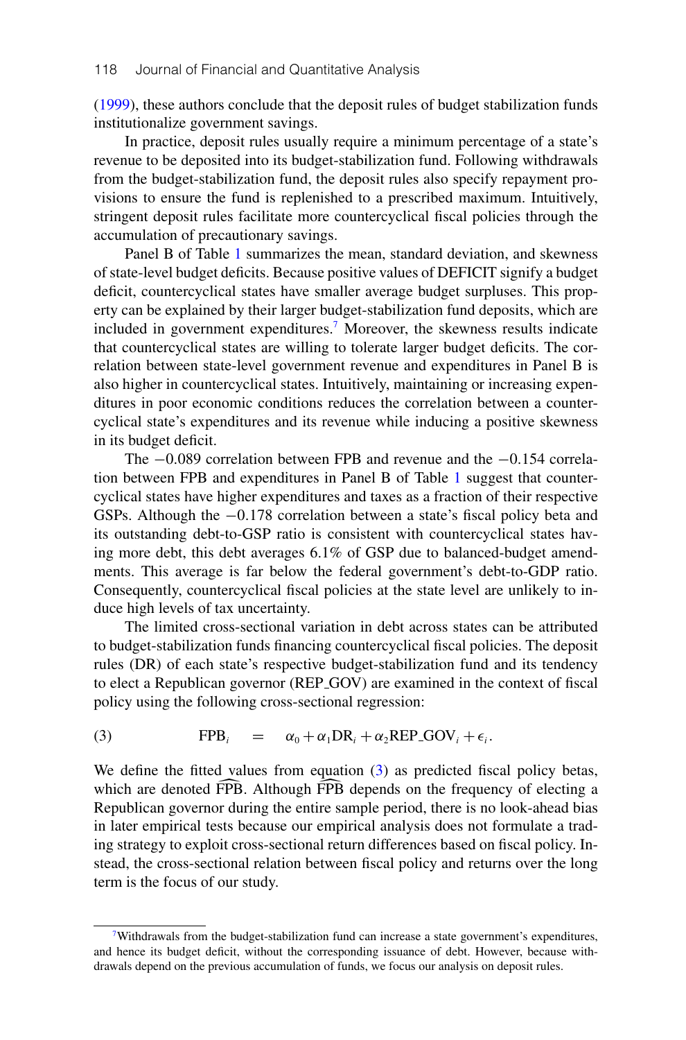(1999), these authors conclude that the deposit rules of budget stabilization funds institutionalize government savings.

In practice, deposit rules usually require a minimum percentage of a state's revenue to be deposited into its budget-stabilization fund. Following withdrawals from the budget-stabilization fund, the deposit rules also specify repayment provisions to ensure the fund is replenished to a prescribed maximum. Intuitively, stringent deposit rules facilitate more countercyclical fiscal policies through the accumulation of precautionary savings.

Panel B of Table 1 summarizes the mean, standard deviation, and skewness of state-level budget deficits. Because positive values of DEFICIT signify a budget deficit, countercyclical states have smaller average budget surpluses. This property can be explained by their larger budget-stabilization fund deposits, which are included in government expenditures.[7] Moreover, the skewness results indicate that countercyclical states are willing to tolerate larger budget deficits. The correlation between state-level government revenue and expenditures in Panel B is also higher in countercyclical states. Intuitively, maintaining or increasing expenditures in poor economic conditions reduces the correlation between a countercyclical state's expenditures and its revenue while inducing a positive skewness in its budget deficit.

The −0.089 correlation between FPB and revenue and the −0.154 correlation between FPB and expenditures in Panel B of Table 1 suggest that countercyclical states have higher expenditures and taxes as a fraction of their respective GSPs. Although the −0.178 correlation between a state's fiscal policy beta and its outstanding debt-to-GSP ratio is consistent with countercyclical states having more debt, this debt averages 6.1% of GSP due to balanced-budget amendments. This average is far below the federal government's debt-to-GDP ratio. Consequently, countercyclical fiscal policies at the state level are unlikely to induce high levels of tax uncertainty.

The limited cross-sectional variation in debt across states can be attributed to budget-stabilization funds financing countercyclical fiscal policies. The deposit rules (DR) of each state's respective budget-stabilization fund and its tendency to elect a Republican governor (REP_GOV) are examined in the context of fiscal policy using the following cross-sectional regression:

$$\text{FPB}_i \quad = \quad \alpha_0 + \alpha_1 \text{DR}_i + \alpha_2 \text{REP\_GOV}_i + \epsilon_i. \tag{3}$$

We define the fitted values from equation (3) as predicted fiscal policy betas, which are denoted $\widehat{\text{FPB}}$. Although $\widehat{\text{FPB}}$ depends on the frequency of electing a Republican governor during the entire sample period, there is no look-ahead bias in later empirical tests because our empirical analysis does not formulate a trading strategy to exploit cross-sectional return differences based on fiscal policy. Instead, the cross-sectional relation between fiscal policy and returns over the long term is the focus of our study.

[7]Withdrawals from the budget-stabilization fund can increase a state government's expenditures, and hence its budget deficit, without the corresponding issuance of debt. However, because withdrawals depend on the previous accumulation of funds, we focus our analysis on deposit rules.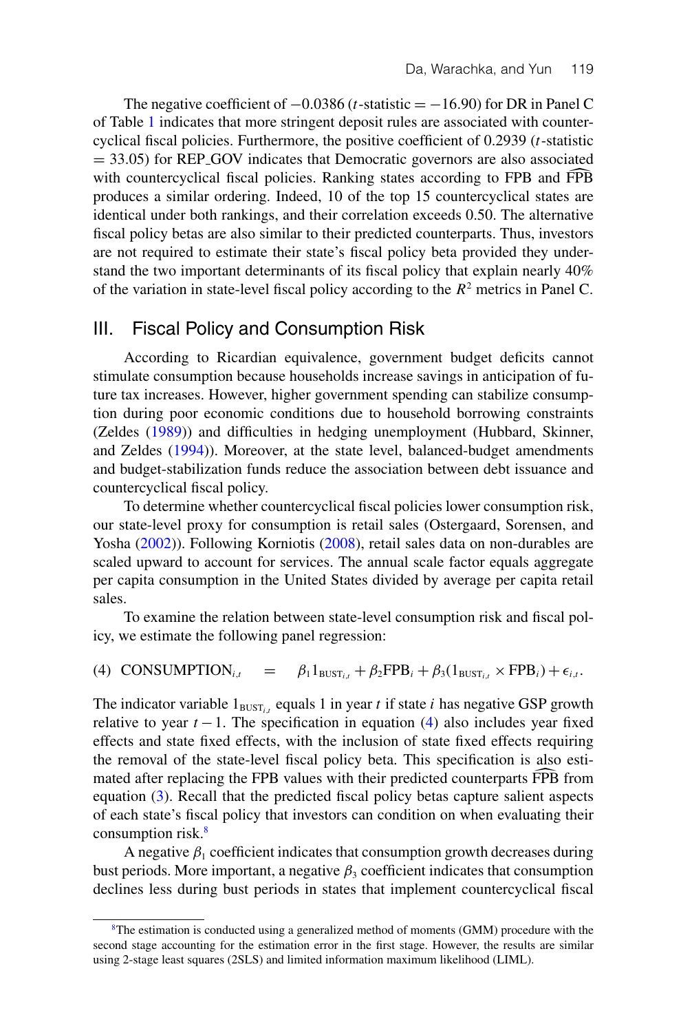The negative coefficient of $-0.0386$ ($t$-statistic $= -16.90$) for DR in Panel C of Table 1 indicates that more stringent deposit rules are associated with countercyclical fiscal policies. Furthermore, the positive coefficient of 0.2939 ($t$-statistic $= 33.05$) for REP_GOV indicates that Democratic governors are also associated with countercyclical fiscal policies. Ranking states according to FPB and $\widehat{\text{FPB}}$ produces a similar ordering. Indeed, 10 of the top 15 countercyclical states are identical under both rankings, and their correlation exceeds 0.50. The alternative fiscal policy betas are also similar to their predicted counterparts. Thus, investors are not required to estimate their state's fiscal policy beta provided they understand the two important determinants of its fiscal policy that explain nearly 40% of the variation in state-level fiscal policy according to the $R^2$ metrics in Panel C.

## III. Fiscal Policy and Consumption Risk

According to Ricardian equivalence, government budget deficits cannot stimulate consumption because households increase savings in anticipation of future tax increases. However, higher government spending can stabilize consumption during poor economic conditions due to household borrowing constraints (Zeldes (1989)) and difficulties in hedging unemployment (Hubbard, Skinner, and Zeldes (1994)). Moreover, at the state level, balanced-budget amendments and budget-stabilization funds reduce the association between debt issuance and countercyclical fiscal policy.

To determine whether countercyclical fiscal policies lower consumption risk, our state-level proxy for consumption is retail sales (Ostergaard, Sorensen, and Yosha (2002)). Following Korniotis (2008), retail sales data on non-durables are scaled upward to account for services. The annual scale factor equals aggregate per capita consumption in the United States divided by average per capita retail sales.

To examine the relation between state-level consumption risk and fiscal policy, we estimate the following panel regression:

$$\text{(4)}\quad \text{CONSUMPTION}_{i,t} \quad = \quad \beta_1 1_{\text{BUST}_{i,t}} + \beta_2 \text{FPB}_i + \beta_3 (1_{\text{BUST}_{i,t}} \times \text{FPB}_i) + \epsilon_{i,t}.$$

The indicator variable $1_{\text{BUST}_{i,t}}$ equals 1 in year $t$ if state $i$ has negative GSP growth relative to year $t-1$. The specification in equation (4) also includes year fixed effects and state fixed effects, with the inclusion of state fixed effects requiring the removal of the state-level fiscal policy beta. This specification is also estimated after replacing the FPB values with their predicted counterparts $\widehat{\text{FPB}}$ from equation (3). Recall that the predicted fiscal policy betas capture salient aspects of each state's fiscal policy that investors can condition on when evaluating their consumption risk.[8]

A negative $\beta_1$ coefficient indicates that consumption growth decreases during bust periods. More important, a negative $\beta_3$ coefficient indicates that consumption declines less during bust periods in states that implement countercyclical fiscal

[8]The estimation is conducted using a generalized method of moments (GMM) procedure with the second stage accounting for the estimation error in the first stage. However, the results are similar using 2-stage least squares (2SLS) and limited information maximum likelihood (LIML).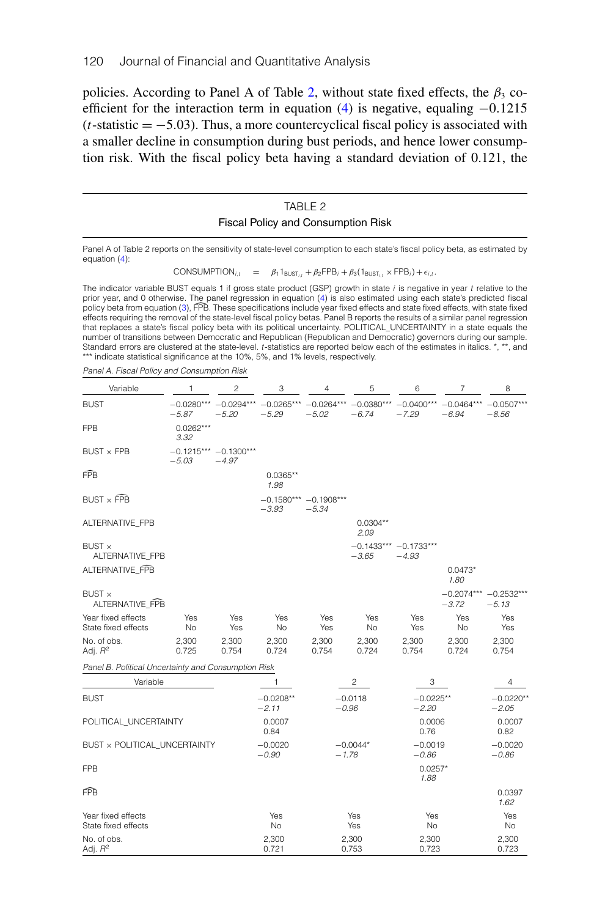policies. According to Panel A of Table 2, without state fixed effects, the $\beta_3$ coefficient for the interaction term in equation (4) is negative, equaling $-0.1215$ ($t$-statistic $= -5.03$). Thus, a more countercyclical fiscal policy is associated with a smaller decline in consumption during bust periods, and hence lower consumption risk. With the fiscal policy beta having a standard deviation of 0.121, the

TABLE 2

Fiscal Policy and Consumption Risk

Panel A of Table 2 reports on the sensitivity of state-level consumption to each state's fiscal policy beta, as estimated by equation (4):

$$\text{CONSUMPTION}_{i,t} = \beta_1 1_{\text{BUST}_{i,t}} + \beta_2 \text{FPB}_i + \beta_3 (1_{\text{BUST}_{i,t}} \times \text{FPB}_i) + \epsilon_{i,t}.$$

The indicator variable BUST equals 1 if gross state product (GSP) growth in state $i$ is negative in year $t$ relative to the prior year, and 0 otherwise. The panel regression in equation (4) is also estimated using each state's predicted fiscal policy beta from equation (3), $\widehat{\text{FPB}}$. These specifications include year fixed effects and state fixed effects, with state fixed effects requiring the removal of the state-level fiscal policy betas. Panel B reports the results of a similar panel regression that replaces a state's fiscal policy beta with its political uncertainty. POLITICAL_UNCERTAINTY in a state equals the number of transitions between Democratic and Republican (Republican and Democratic) governors during our sample. Standard errors are clustered at the state-level. $t$-statistics are reported below each of the estimates in italics. *, **, and *** indicate statistical significance at the 10%, 5%, and 1% levels, respectively.

*Panel A. Fiscal Policy and Consumption Risk*

| Variable | 1 | 2 | 3 | 4 | 5 | 6 | 7 | 8 |
|---|---|---|---|---|---|---|---|---|
| BUST | −0.0280*** | −0.0294*** | −0.0265*** | −0.0264*** | −0.0380*** | −0.0400*** | −0.0464*** | −0.0507*** |
| | *−5.87* | *−5.20* | *−5.29* | *−5.02* | *−6.74* | *−7.29* | *−6.94* | *−8.56* |
| FPB | 0.0262*** | | | | | | | |
| | *3.32* | | | | | | | |
| BUST × FPB | −0.1215*** | −0.1300*** | | | | | | |
| | *−5.03* | *−4.97* | | | | | | |
| $\widehat{\text{FPB}}$ | | | 0.0365** | | | | | |
| | | | *1.98* | | | | | |
| BUST × $\widehat{\text{FPB}}$ | | | −0.1580*** | −0.1908*** | | | | |
| | | | *−3.93* | *−5.34* | | | | |
| ALTERNATIVE_FPB | | | | | 0.0304** | | | |
| | | | | | *2.09* | | | |
| BUST × ALTERNATIVE_FPB | | | | | −0.1433*** | −0.1733*** | | |
| | | | | | *−3.65* | *−4.93* | | |
| ALTERNATIVE_$\widehat{\text{FPB}}$ | | | | | | | 0.0473* | |
| | | | | | | | *1.80* | |
| BUST × ALTERNATIVE_$\widehat{\text{FPB}}$ | | | | | | | −0.2074*** | −0.2532*** |
| | | | | | | | *−3.72* | *−5.13* |
| Year fixed effects | Yes | Yes | Yes | Yes | Yes | Yes | Yes | Yes |
| State fixed effects | No | Yes | No | Yes | No | Yes | No | Yes |
| No. of obs. | 2,300 | 2,300 | 2,300 | 2,300 | 2,300 | 2,300 | 2,300 | 2,300 |
| Adj. $R^2$ | 0.725 | 0.754 | 0.724 | 0.754 | 0.724 | 0.754 | 0.724 | 0.754 |

*Panel B. Political Uncertainty and Consumption Risk*

| Variable | 1 | 2 | 3 | 4 |
|---|---|---|---|---|
| BUST | −0.0208** | −0.0118 | −0.0225** | −0.0220** |
| | *−2.11* | *−0.96* | *−2.20* | *−2.05* |
| POLITICAL_UNCERTAINTY | 0.0007 | | 0.0006 | 0.0007 |
| | 0.84 | | 0.76 | 0.82 |
| BUST × POLITICAL_UNCERTAINTY | −0.0020 | −0.0044* | −0.0019 | −0.0020 |
| | *−0.90* | *−1.78* | *−0.86* | *−0.86* |
| FPB | | | 0.0257* | |
| | | | *1.88* | |
| $\widehat{\text{FPB}}$ | | | | 0.0397 |
| | | | | *1.62* |
| Year fixed effects | Yes | Yes | Yes | Yes |
| State fixed effects | No | Yes | No | No |
| No. of obs. | 2,300 | 2,300 | 2,300 | 2,300 |
| Adj. $R^2$ | 0.721 | 0.753 | 0.723 | 0.723 |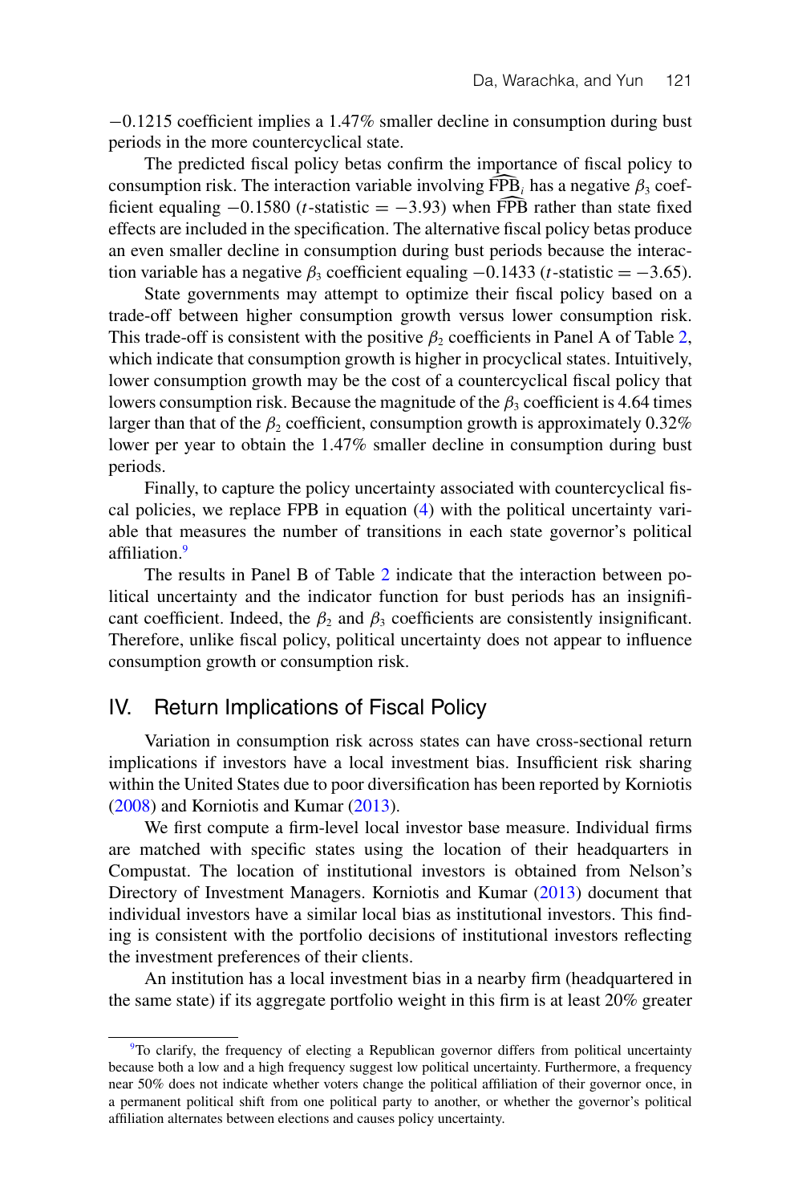$-0.1215$ coefficient implies a 1.47% smaller decline in consumption during bust periods in the more countercyclical state.

The predicted fiscal policy betas confirm the importance of fiscal policy to consumption risk. The interaction variable involving $\widehat{\text{FPB}}_i$ has a negative $\beta_3$ coefficient equaling $-0.1580$ ($t$-statistic $= -3.93$) when $\widehat{\text{FPB}}$ rather than state fixed effects are included in the specification. The alternative fiscal policy betas produce an even smaller decline in consumption during bust periods because the interaction variable has a negative $\beta_3$ coefficient equaling $-0.1433$ ($t$-statistic $= -3.65$).

State governments may attempt to optimize their fiscal policy based on a trade-off between higher consumption growth versus lower consumption risk. This trade-off is consistent with the positive $\beta_2$ coefficients in Panel A of Table 2, which indicate that consumption growth is higher in procyclical states. Intuitively, lower consumption growth may be the cost of a countercyclical fiscal policy that lowers consumption risk. Because the magnitude of the $\beta_3$ coefficient is 4.64 times larger than that of the $\beta_2$ coefficient, consumption growth is approximately 0.32% lower per year to obtain the 1.47% smaller decline in consumption during bust periods.

Finally, to capture the policy uncertainty associated with countercyclical fiscal policies, we replace FPB in equation (4) with the political uncertainty variable that measures the number of transitions in each state governor's political affiliation.[9]

The results in Panel B of Table 2 indicate that the interaction between political uncertainty and the indicator function for bust periods has an insignificant coefficient. Indeed, the $\beta_2$ and $\beta_3$ coefficients are consistently insignificant. Therefore, unlike fiscal policy, political uncertainty does not appear to influence consumption growth or consumption risk.

## IV. Return Implications of Fiscal Policy

Variation in consumption risk across states can have cross-sectional return implications if investors have a local investment bias. Insufficient risk sharing within the United States due to poor diversification has been reported by Korniotis (2008) and Korniotis and Kumar (2013).

We first compute a firm-level local investor base measure. Individual firms are matched with specific states using the location of their headquarters in Compustat. The location of institutional investors is obtained from Nelson's Directory of Investment Managers. Korniotis and Kumar (2013) document that individual investors have a similar local bias as institutional investors. This finding is consistent with the portfolio decisions of institutional investors reflecting the investment preferences of their clients.

An institution has a local investment bias in a nearby firm (headquartered in the same state) if its aggregate portfolio weight in this firm is at least 20% greater

[9] To clarify, the frequency of electing a Republican governor differs from political uncertainty because both a low and a high frequency suggest low political uncertainty. Furthermore, a frequency near 50% does not indicate whether voters change the political affiliation of their governor once, in a permanent political shift from one political party to another, or whether the governor's political affiliation alternates between elections and causes policy uncertainty.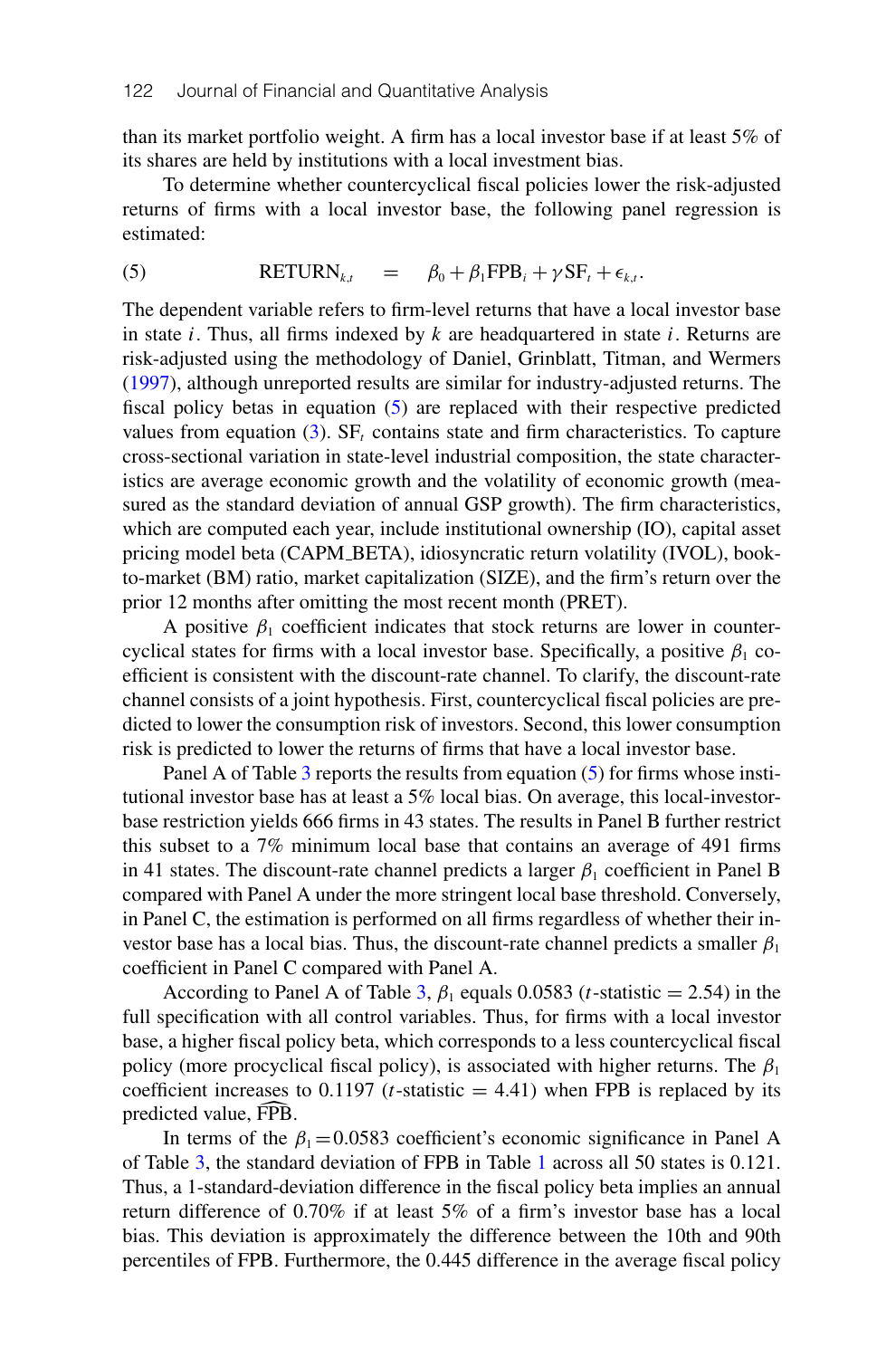than its market portfolio weight. A firm has a local investor base if at least 5% of its shares are held by institutions with a local investment bias.

To determine whether countercyclical fiscal policies lower the risk-adjusted returns of firms with a local investor base, the following panel regression is estimated:

$$\text{RETURN}_{k,t} \quad = \quad \beta_0 + \beta_1 \text{FPB}_i + \gamma \text{SF}_t + \epsilon_{k,t}. \tag{5}$$

The dependent variable refers to firm-level returns that have a local investor base in state $i$. Thus, all firms indexed by $k$ are headquartered in state $i$. Returns are risk-adjusted using the methodology of Daniel, Grinblatt, Titman, and Wermers (1997), although unreported results are similar for industry-adjusted returns. The fiscal policy betas in equation (5) are replaced with their respective predicted values from equation (3). $\text{SF}_t$ contains state and firm characteristics. To capture cross-sectional variation in state-level industrial composition, the state characteristics are average economic growth and the volatility of economic growth (measured as the standard deviation of annual GSP growth). The firm characteristics, which are computed each year, include institutional ownership (IO), capital asset pricing model beta (CAPM_BETA), idiosyncratic return volatility (IVOL), book-to-market (BM) ratio, market capitalization (SIZE), and the firm's return over the prior 12 months after omitting the most recent month (PRET).

A positive $\beta_1$ coefficient indicates that stock returns are lower in countercyclical states for firms with a local investor base. Specifically, a positive $\beta_1$ coefficient is consistent with the discount-rate channel. To clarify, the discount-rate channel consists of a joint hypothesis. First, countercyclical fiscal policies are predicted to lower the consumption risk of investors. Second, this lower consumption risk is predicted to lower the returns of firms that have a local investor base.

Panel A of Table 3 reports the results from equation (5) for firms whose institutional investor base has at least a 5% local bias. On average, this local-investor-base restriction yields 666 firms in 43 states. The results in Panel B further restrict this subset to a 7% minimum local base that contains an average of 491 firms in 41 states. The discount-rate channel predicts a larger $\beta_1$ coefficient in Panel B compared with Panel A under the more stringent local base threshold. Conversely, in Panel C, the estimation is performed on all firms regardless of whether their investor base has a local bias. Thus, the discount-rate channel predicts a smaller $\beta_1$ coefficient in Panel C compared with Panel A.

According to Panel A of Table 3, $\beta_1$ equals 0.0583 ($t$-statistic = 2.54) in the full specification with all control variables. Thus, for firms with a local investor base, a higher fiscal policy beta, which corresponds to a less countercyclical fiscal policy (more procyclical fiscal policy), is associated with higher returns. The $\beta_1$ coefficient increases to 0.1197 ($t$-statistic = 4.41) when FPB is replaced by its predicted value, $\widehat{\text{FPB}}$.

In terms of the $\beta_1 = 0.0583$ coefficient's economic significance in Panel A of Table 3, the standard deviation of FPB in Table 1 across all 50 states is 0.121. Thus, a 1-standard-deviation difference in the fiscal policy beta implies an annual return difference of 0.70% if at least 5% of a firm's investor base has a local bias. This deviation is approximately the difference between the 10th and 90th percentiles of FPB. Furthermore, the 0.445 difference in the average fiscal policy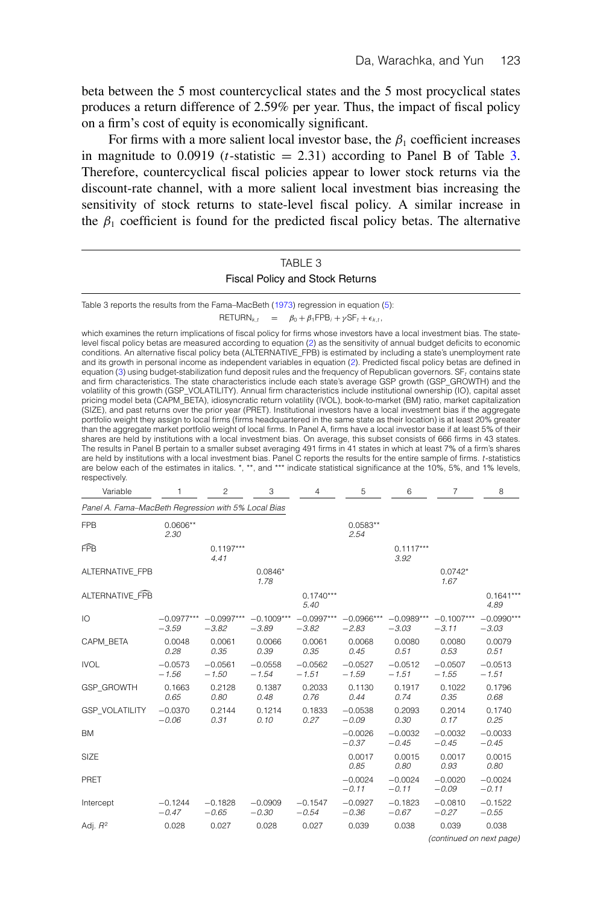beta between the 5 most countercyclical states and the 5 most procyclical states produces a return difference of 2.59% per year. Thus, the impact of fiscal policy on a firm's cost of equity is economically significant.

For firms with a more salient local investor base, the $\beta_1$ coefficient increases in magnitude to 0.0919 ($t$-statistic $= 2.31$) according to Panel B of Table 3. Therefore, countercyclical fiscal policies appear to lower stock returns via the discount-rate channel, with a more salient local investment bias increasing the sensitivity of stock returns to state-level fiscal policy. A similar increase in the $\beta_1$ coefficient is found for the predicted fiscal policy betas. The alternative

TABLE 3

Fiscal Policy and Stock Returns

Table 3 reports the results from the Fama–MacBeth (1973) regression in equation (5):

$$\text{RETURN}_{k,t} = \beta_0 + \beta_1 \text{FPB}_i + \gamma \text{SF}_t + \epsilon_{k,t},$$

which examines the return implications of fiscal policy for firms whose investors have a local investment bias. The state-level fiscal policy betas are measured according to equation (2) as the sensitivity of annual budget deficits to economic conditions. An alternative fiscal policy beta (ALTERNATIVE_FPB) is estimated by including a state's unemployment rate and its growth in personal income as independent variables in equation (2). Predicted fiscal policy betas are defined in equation (3) using budget-stabilization fund deposit rules and the frequency of Republican governors. $\text{SF}_t$ contains state and firm characteristics. The state characteristics include each state's average GSP growth (GSP_GROWTH) and the volatility of this growth (GSP_VOLATILITY). Annual firm characteristics include institutional ownership (IO), capital asset pricing model beta (CAPM_BETA), idiosyncratic return volatility (IVOL), book-to-market (BM) ratio, market capitalization (SIZE), and past returns over the prior year (PRET). Institutional investors have a local investment bias if the aggregate portfolio weight they assign to local firms (firms headquartered in the same state as their location) is at least 20% greater than the aggregate market portfolio weight of local firms. In Panel A, firms have a local investor base if at least 5% of their shares are held by institutions with a local investment bias. On average, this subset consists of 666 firms in 43 states. The results in Panel B pertain to a smaller subset averaging 491 firms in 41 states in which at least 7% of a firm's shares are held by institutions with a local investment bias. Panel C reports the results for the entire sample of firms. $t$-statistics are below each of the estimates in italics. *, **, and *** indicate statistical significance at the 10%, 5%, and 1% levels, respectively.

| Variable | 1 | 2 | 3 | 4 | 5 | 6 | 7 | 8 |
|---|---|---|---|---|---|---|---|---|
| *Panel A. Fama–MacBeth Regression with 5% Local Bias* | | | | | | | | |
| FPB | 0.0606**<br>*2.30* | | | | 0.0583**<br>*2.54* | | | |
| $\widehat{\text{FPB}}$ | | 0.1197***<br>*4.41* | | | | 0.1117***<br>*3.92* | | |
| ALTERNATIVE_FPB | | | 0.0846*<br>*1.78* | | | | 0.0742*<br>*1.67* | |
| ALTERNATIVE_$\widehat{\text{FPB}}$ | | | | 0.1740***<br>*5.40* | | | | 0.1641***<br>*4.89* |
| IO | −0.0977***<br>*−3.59* | −0.0997***<br>*−3.82* | −0.1009***<br>*−3.89* | −0.0997***<br>*−3.82* | −0.0966***<br>*−2.83* | −0.0989***<br>*−3.03* | −0.1007***<br>*−3.11* | −0.0990***<br>*−3.03* |
| CAPM_BETA | 0.0048<br>*0.28* | 0.0061<br>*0.35* | 0.0066<br>*0.39* | 0.0061<br>*0.35* | 0.0068<br>*0.45* | 0.0080<br>*0.51* | 0.0080<br>*0.53* | 0.0079<br>*0.51* |
| IVOL | −0.0573<br>*−1.56* | −0.0561<br>*−1.50* | −0.0558<br>*−1.54* | −0.0562<br>*−1.51* | −0.0527<br>*−1.59* | −0.0512<br>*−1.51* | −0.0507<br>*−1.55* | −0.0513<br>*−1.51* |
| GSP_GROWTH | 0.1663<br>*0.65* | 0.2128<br>*0.80* | 0.1387<br>*0.48* | 0.2033<br>*0.76* | 0.1130<br>*0.44* | 0.1917<br>*0.74* | 0.1022<br>*0.35* | 0.1796<br>*0.68* |
| GSP_VOLATILITY | −0.0370<br>*−0.06* | 0.2144<br>*0.31* | 0.1214<br>*0.10* | 0.1833<br>*0.27* | −0.0538<br>*−0.09* | 0.2093<br>*0.30* | 0.2014<br>*0.17* | 0.1740<br>*0.25* |
| BM | | | | | −0.0026<br>*−0.37* | −0.0032<br>*−0.45* | −0.0032<br>*−0.45* | −0.0033<br>*−0.45* |
| SIZE | | | | | 0.0017<br>*0.85* | 0.0015<br>*0.80* | 0.0017<br>*0.93* | 0.0015<br>*0.80* |
| PRET | | | | | −0.0024<br>*−0.11* | −0.0024<br>*−0.11* | −0.0020<br>*−0.09* | −0.0024<br>*−0.11* |
| Intercept | −0.1244<br>*−0.47* | −0.1828<br>*−0.65* | −0.0909<br>*−0.30* | −0.1547<br>*−0.54* | −0.0927<br>*−0.36* | −0.1823<br>*−0.67* | −0.0810<br>*−0.27* | −0.1522<br>*−0.55* |
| Adj. $R^2$ | 0.028 | 0.027 | 0.028 | 0.027 | 0.039 | 0.038 | 0.039 | 0.038 |

*(continued on next page)*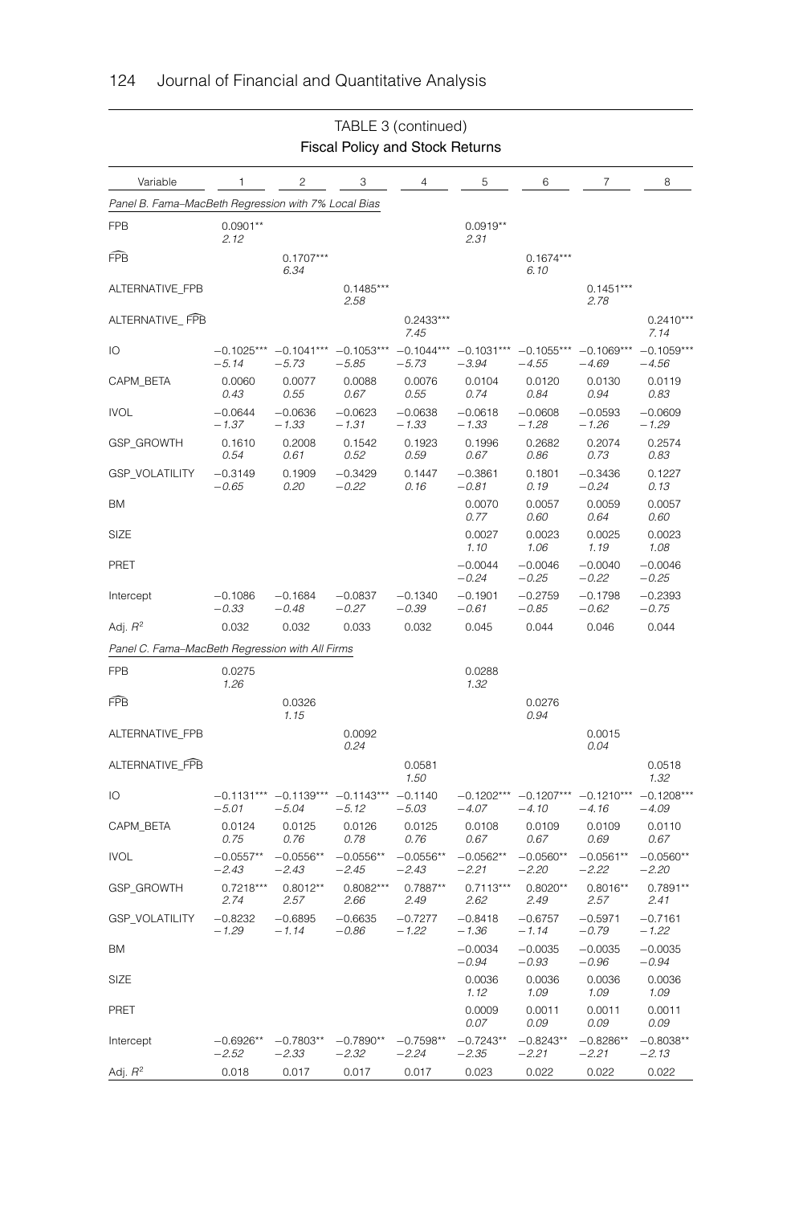TABLE 3 (continued)

Fiscal Policy and Stock Returns

| Variable | 1 | 2 | 3 | 4 | 5 | 6 | 7 | 8 |
|---|---|---|---|---|---|---|---|---|
| *Panel B. Fama–MacBeth Regression with 7% Local Bias* | | | | | | | | |
| FPB | 0.0901** | | | | 0.0919** | | | |
| | *2.12* | | | | *2.31* | | | |
| $\widehat{\text{FPB}}$ | | 0.1707*** | | | | 0.1674*** | | |
| | | *6.34* | | | | *6.10* | | |
| ALTERNATIVE_FPB | | | 0.1485*** | | | | 0.1451*** | |
| | | | *2.58* | | | | *2.78* | |
| ALTERNATIVE_ $\widehat{\text{FPB}}$ | | | | 0.2433*** | | | | 0.2410*** |
| | | | | *7.45* | | | | *7.14* |
| IO | −0.1025*** | −0.1041*** | −0.1053*** | −0.1044*** | −0.1031*** | −0.1055*** | −0.1069*** | −0.1059*** |
| | *−5.14* | *−5.73* | *−5.85* | *−5.73* | *−3.94* | *−4.55* | *−4.69* | *−4.56* |
| CAPM_BETA | 0.0060 | 0.0077 | 0.0088 | 0.0076 | 0.0104 | 0.0120 | 0.0130 | 0.0119 |
| | *0.43* | *0.55* | *0.67* | *0.55* | *0.74* | *0.84* | *0.94* | *0.83* |
| IVOL | −0.0644 | −0.0636 | −0.0623 | −0.0638 | −0.0618 | −0.0608 | −0.0593 | −0.0609 |
| | *−1.37* | *−1.33* | *−1.31* | *−1.33* | *−1.33* | *−1.28* | *−1.26* | *−1.29* |
| GSP_GROWTH | 0.1610 | 0.2008 | 0.1542 | 0.1923 | 0.1996 | 0.2682 | 0.2074 | 0.2574 |
| | *0.54* | *0.61* | *0.52* | *0.59* | *0.67* | *0.86* | *0.73* | *0.83* |
| GSP_VOLATILITY | −0.3149 | 0.1909 | −0.3429 | 0.1447 | −0.3861 | 0.1801 | −0.3436 | 0.1227 |
| | *−0.65* | *0.20* | *−0.22* | *0.16* | *−0.81* | *0.19* | *−0.24* | *0.13* |
| BM | | | | | 0.0070 | 0.0057 | 0.0059 | 0.0057 |
| | | | | | *0.77* | *0.60* | *0.64* | *0.60* |
| SIZE | | | | | 0.0027 | 0.0023 | 0.0025 | 0.0023 |
| | | | | | *1.10* | *1.06* | *1.19* | *1.08* |
| PRET | | | | | −0.0044 | −0.0046 | −0.0040 | −0.0046 |
| | | | | | *−0.24* | *−0.25* | *−0.22* | *−0.25* |
| Intercept | −0.1086 | −0.1684 | −0.0837 | −0.1340 | −0.1901 | −0.2759 | −0.1798 | −0.2393 |
| | *−0.33* | *−0.48* | *−0.27* | *−0.39* | *−0.61* | *−0.85* | *−0.62* | *−0.75* |
| Adj. $R^2$ | 0.032 | 0.032 | 0.033 | 0.032 | 0.045 | 0.044 | 0.046 | 0.044 |
| *Panel C. Fama–MacBeth Regression with All Firms* | | | | | | | | |
| FPB | 0.0275 | | | | 0.0288 | | | |
| | *1.26* | | | | *1.32* | | | |
| $\widehat{\text{FPB}}$ | | 0.0326 | | | | 0.0276 | | |
| | | *1.15* | | | | *0.94* | | |
| ALTERNATIVE_FPB | | | 0.0092 | | | | 0.0015 | |
| | | | *0.24* | | | | *0.04* | |
| ALTERNATIVE_$\widehat{\text{FPB}}$ | | | | 0.0581 | | | | 0.0518 |
| | | | | *1.50* | | | | *1.32* |
| IO | −0.1131*** | −0.1139*** | −0.1143*** | −0.1140 | −0.1202*** | −0.1207*** | −0.1210*** | −0.1208*** |
| | *−5.01* | *−5.04* | *−5.12* | *−5.03* | *−4.07* | *−4.10* | *−4.16* | *−4.09* |
| CAPM_BETA | 0.0124 | 0.0125 | 0.0126 | 0.0125 | 0.0108 | 0.0109 | 0.0109 | 0.0110 |
| | *0.75* | *0.76* | *0.78* | *0.76* | *0.67* | *0.67* | *0.69* | *0.67* |
| IVOL | −0.0557** | −0.0556** | −0.0556** | −0.0556** | −0.0562** | −0.0560** | −0.0561** | −0.0560** |
| | *−2.43* | *−2.43* | *−2.45* | *−2.43* | *−2.21* | *−2.20* | *−2.22* | *−2.20* |
| GSP_GROWTH | 0.7218*** | 0.8012** | 0.8082*** | 0.7887** | 0.7113*** | 0.8020** | 0.8016** | 0.7891** |
| | *2.74* | *2.57* | *2.66* | *2.49* | *2.62* | *2.49* | *2.57* | *2.41* |
| GSP_VOLATILITY | −0.8232 | −0.6895 | −0.6635 | −0.7277 | −0.8418 | −0.6757 | −0.5971 | −0.7161 |
| | *−1.29* | *−1.14* | *−0.86* | *−1.22* | *−1.36* | *−1.14* | *−0.79* | *−1.22* |
| BM | | | | | −0.0034 | −0.0035 | −0.0035 | −0.0035 |
| | | | | | *−0.94* | *−0.93* | *−0.96* | *−0.94* |
| SIZE | | | | | 0.0036 | 0.0036 | 0.0036 | 0.0036 |
| | | | | | *1.12* | *1.09* | *1.09* | *1.09* |
| PRET | | | | | 0.0009 | 0.0011 | 0.0011 | 0.0011 |
| | | | | | *0.07* | *0.09* | *0.09* | *0.09* |
| Intercept | −0.6926** | −0.7803** | −0.7890** | −0.7598** | −0.7243** | −0.8243** | −0.8286** | −0.8038** |
| | *−2.52* | *−2.33* | *−2.32* | *−2.24* | *−2.35* | *−2.21* | *−2.21* | *−2.13* |
| Adj. $R^2$ | 0.018 | 0.017 | 0.017 | 0.017 | 0.023 | 0.022 | 0.022 | 0.022 |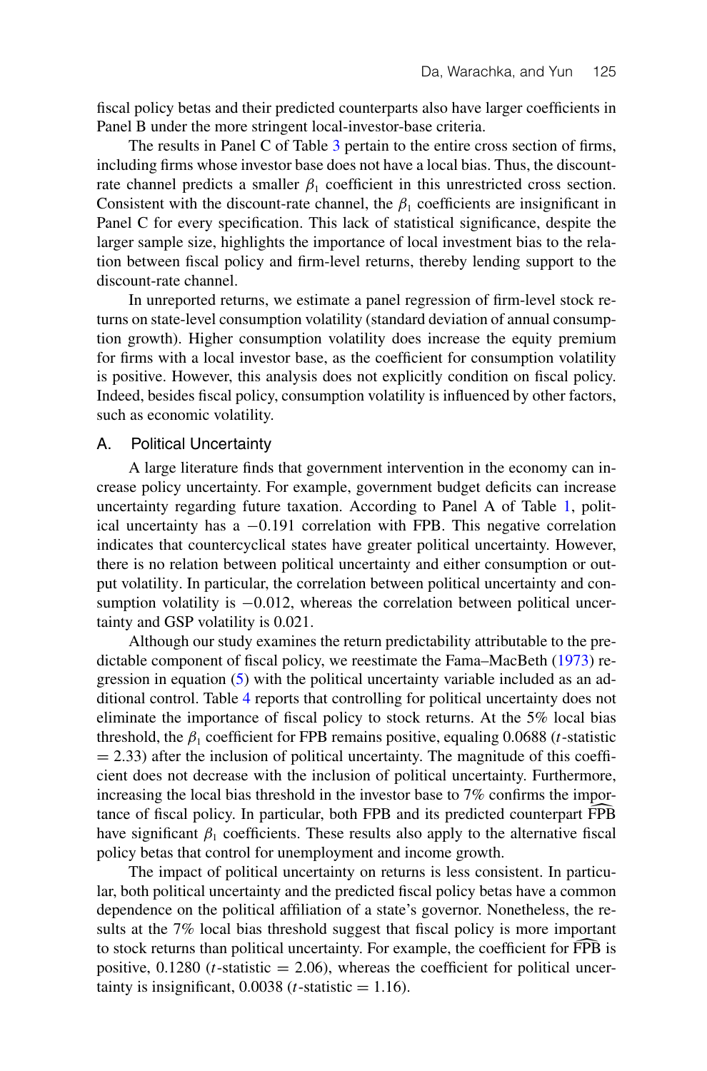fiscal policy betas and their predicted counterparts also have larger coefficients in Panel B under the more stringent local-investor-base criteria.

The results in Panel C of Table 3 pertain to the entire cross section of firms, including firms whose investor base does not have a local bias. Thus, the discount-rate channel predicts a smaller $\beta_1$ coefficient in this unrestricted cross section. Consistent with the discount-rate channel, the $\beta_1$ coefficients are insignificant in Panel C for every specification. This lack of statistical significance, despite the larger sample size, highlights the importance of local investment bias to the relation between fiscal policy and firm-level returns, thereby lending support to the discount-rate channel.

In unreported returns, we estimate a panel regression of firm-level stock returns on state-level consumption volatility (standard deviation of annual consumption growth). Higher consumption volatility does increase the equity premium for firms with a local investor base, as the coefficient for consumption volatility is positive. However, this analysis does not explicitly condition on fiscal policy. Indeed, besides fiscal policy, consumption volatility is influenced by other factors, such as economic volatility.

## A. Political Uncertainty

A large literature finds that government intervention in the economy can increase policy uncertainty. For example, government budget deficits can increase uncertainty regarding future taxation. According to Panel A of Table 1, political uncertainty has a −0.191 correlation with FPB. This negative correlation indicates that countercyclical states have greater political uncertainty. However, there is no relation between political uncertainty and either consumption or output volatility. In particular, the correlation between political uncertainty and consumption volatility is −0.012, whereas the correlation between political uncertainty and GSP volatility is 0.021.

Although our study examines the return predictability attributable to the predictable component of fiscal policy, we reestimate the Fama–MacBeth (1973) regression in equation (5) with the political uncertainty variable included as an additional control. Table 4 reports that controlling for political uncertainty does not eliminate the importance of fiscal policy to stock returns. At the 5% local bias threshold, the $\beta_1$ coefficient for FPB remains positive, equaling 0.0688 ($t$-statistic = 2.33) after the inclusion of political uncertainty. The magnitude of this coefficient does not decrease with the inclusion of political uncertainty. Furthermore, increasing the local bias threshold in the investor base to 7% confirms the importance of fiscal policy. In particular, both FPB and its predicted counterpart $\widehat{\text{FPB}}$ have significant $\beta_1$ coefficients. These results also apply to the alternative fiscal policy betas that control for unemployment and income growth.

The impact of political uncertainty on returns is less consistent. In particular, both political uncertainty and the predicted fiscal policy betas have a common dependence on the political affiliation of a state's governor. Nonetheless, the results at the 7% local bias threshold suggest that fiscal policy is more important to stock returns than political uncertainty. For example, the coefficient for $\widehat{\text{FPB}}$ is positive, 0.1280 ($t$-statistic = 2.06), whereas the coefficient for political uncertainty is insignificant, 0.0038 ($t$-statistic = 1.16).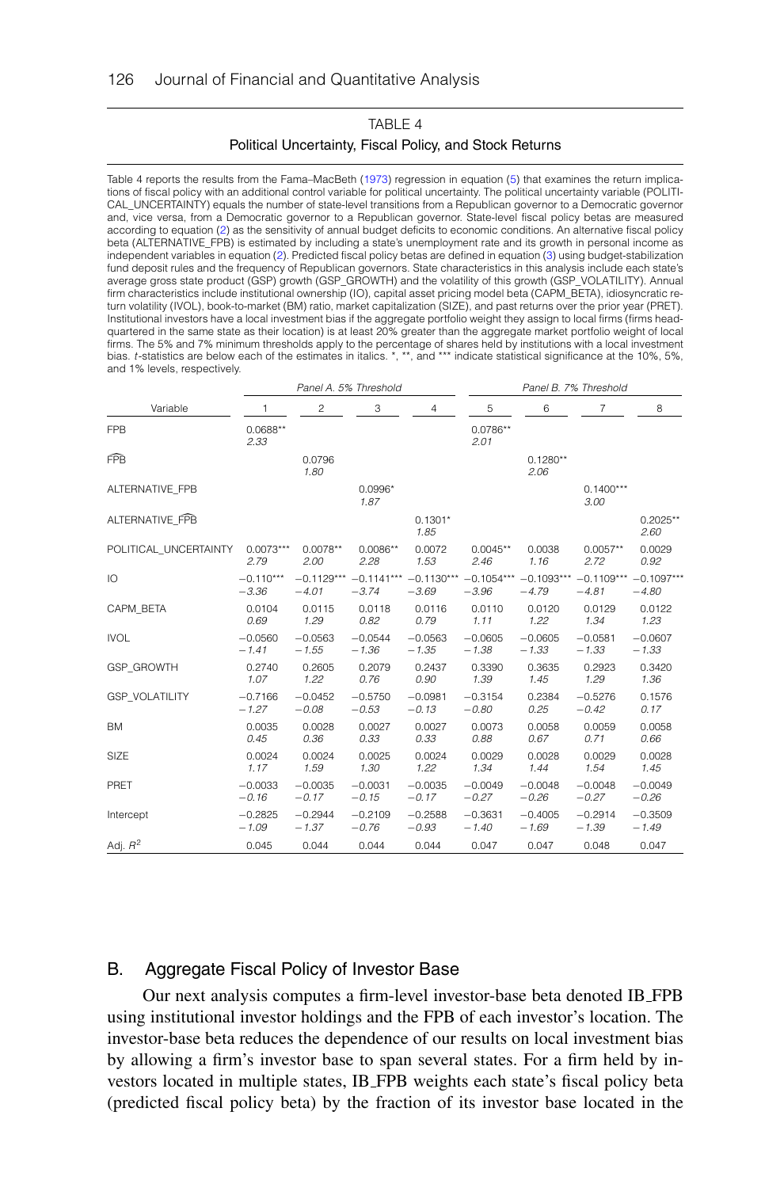TABLE 4

Political Uncertainty, Fiscal Policy, and Stock Returns

Table 4 reports the results from the Fama–MacBeth (1973) regression in equation (5) that examines the return implications of fiscal policy with an additional control variable for political uncertainty. The political uncertainty variable (POLITICAL_UNCERTAINTY) equals the number of state-level transitions from a Republican governor to a Democratic governor and, vice versa, from a Democratic governor to a Republican governor. State-level fiscal policy betas are measured according to equation (2) as the sensitivity of annual budget deficits to economic conditions. An alternative fiscal policy beta (ALTERNATIVE_FPB) is estimated by including a state's unemployment rate and its growth in personal income as independent variables in equation (2). Predicted fiscal policy betas are defined in equation (3) using budget-stabilization fund deposit rules and the frequency of Republican governors. State characteristics in this analysis include each state's average gross state product (GSP) growth (GSP_GROWTH) and the volatility of this growth (GSP_VOLATILITY). Annual firm characteristics include institutional ownership (IO), capital asset pricing model beta (CAPM_BETA), idiosyncratic return volatility (IVOL), book-to-market (BM) ratio, market capitalization (SIZE), and past returns over the prior year (PRET). Institutional investors have a local investment bias if the aggregate portfolio weight they assign to local firms (firms headquartered in the same state as their location) is at least 20% greater than the aggregate market portfolio weight of local firms. The 5% and 7% minimum thresholds apply to the percentage of shares held by institutions with a local investment bias. *t*-statistics are below each of the estimates in italics. *, **, and *** indicate statistical significance at the 10%, 5%, and 1% levels, respectively.

| | Panel A. 5% Threshold | | | | Panel B. 7% Threshold | | | |
|---|---|---|---|---|---|---|---|---|
| Variable | 1 | 2 | 3 | 4 | 5 | 6 | 7 | 8 |
| FPB | 0.0688** | | | | 0.0786** | | | |
| | *2.33* | | | | *2.01* | | | |
| $\widehat{\text{FPB}}$ | | 0.0796 | | | | 0.1280** | | |
| | | *1.80* | | | | *2.06* | | |
| ALTERNATIVE_FPB | | | 0.0996* | | | | 0.1400*** | |
| | | | *1.87* | | | | *3.00* | |
| ALTERNATIVE_$\widehat{\text{FPB}}$ | | | | 0.1301* | | | | 0.2025** |
| | | | | *1.85* | | | | *2.60* |
| POLITICAL_UNCERTAINTY | 0.0073*** | 0.0078** | 0.0086** | 0.0072 | 0.0045** | 0.0038 | 0.0057** | 0.0029 |
| | *2.79* | *2.00* | *2.28* | *1.53* | *2.46* | *1.16* | *2.72* | *0.92* |
| IO | −0.110*** | −0.1129*** | −0.1141*** | −0.1130*** | −0.1054*** | −0.1093*** | −0.1109*** | −0.1097*** |
| | *−3.36* | *−4.01* | *−3.74* | *−3.69* | *−3.96* | *−4.79* | *−4.81* | *−4.80* |
| CAPM_BETA | 0.0104 | 0.0115 | 0.0118 | 0.0116 | 0.0110 | 0.0120 | 0.0129 | 0.0122 |
| | *0.69* | *1.29* | *0.82* | *0.79* | *1.11* | *1.22* | *1.34* | *1.23* |
| IVOL | −0.0560 | −0.0563 | −0.0544 | −0.0563 | −0.0605 | −0.0605 | −0.0581 | −0.0607 |
| | *−1.41* | *−1.55* | *−1.36* | *−1.35* | *−1.38* | *−1.33* | *−1.33* | *−1.33* |
| GSP_GROWTH | 0.2740 | 0.2605 | 0.2079 | 0.2437 | 0.3390 | 0.3635 | 0.2923 | 0.3420 |
| | *1.07* | *1.22* | *0.76* | *0.90* | *1.39* | *1.45* | *1.29* | *1.36* |
| GSP_VOLATILITY | −0.7166 | −0.0452 | −0.5750 | −0.0981 | −0.3154 | 0.2384 | −0.5276 | 0.1576 |
| | *−1.27* | *−0.08* | *−0.53* | *−0.13* | *−0.80* | *0.25* | *−0.42* | *0.17* |
| BM | 0.0035 | 0.0028 | 0.0027 | 0.0027 | 0.0073 | 0.0058 | 0.0059 | 0.0058 |
| | *0.45* | *0.36* | *0.33* | *0.33* | *0.88* | *0.67* | *0.71* | *0.66* |
| SIZE | 0.0024 | 0.0024 | 0.0025 | 0.0024 | 0.0029 | 0.0028 | 0.0029 | 0.0028 |
| | *1.17* | *1.59* | *1.30* | *1.22* | *1.34* | *1.44* | *1.54* | *1.45* |
| PRET | −0.0033 | −0.0035 | −0.0031 | −0.0035 | −0.0049 | −0.0048 | −0.0048 | −0.0049 |
| | *−0.16* | *−0.17* | *−0.15* | *−0.17* | *−0.27* | *−0.26* | *−0.27* | *−0.26* |
| Intercept | −0.2825 | −0.2944 | −0.2109 | −0.2588 | −0.3631 | −0.4005 | −0.2914 | −0.3509 |
| | *−1.09* | *−1.37* | *−0.76* | *−0.93* | *−1.40* | *−1.69* | *−1.39* | *−1.49* |
| Adj. $R^2$ | 0.045 | 0.044 | 0.044 | 0.044 | 0.047 | 0.047 | 0.048 | 0.047 |

## B. Aggregate Fiscal Policy of Investor Base

Our next analysis computes a firm-level investor-base beta denoted IB_FPB using institutional investor holdings and the FPB of each investor's location. The investor-base beta reduces the dependence of our results on local investment bias by allowing a firm's investor base to span several states. For a firm held by investors located in multiple states, IB_FPB weights each state's fiscal policy beta (predicted fiscal policy beta) by the fraction of its investor base located in the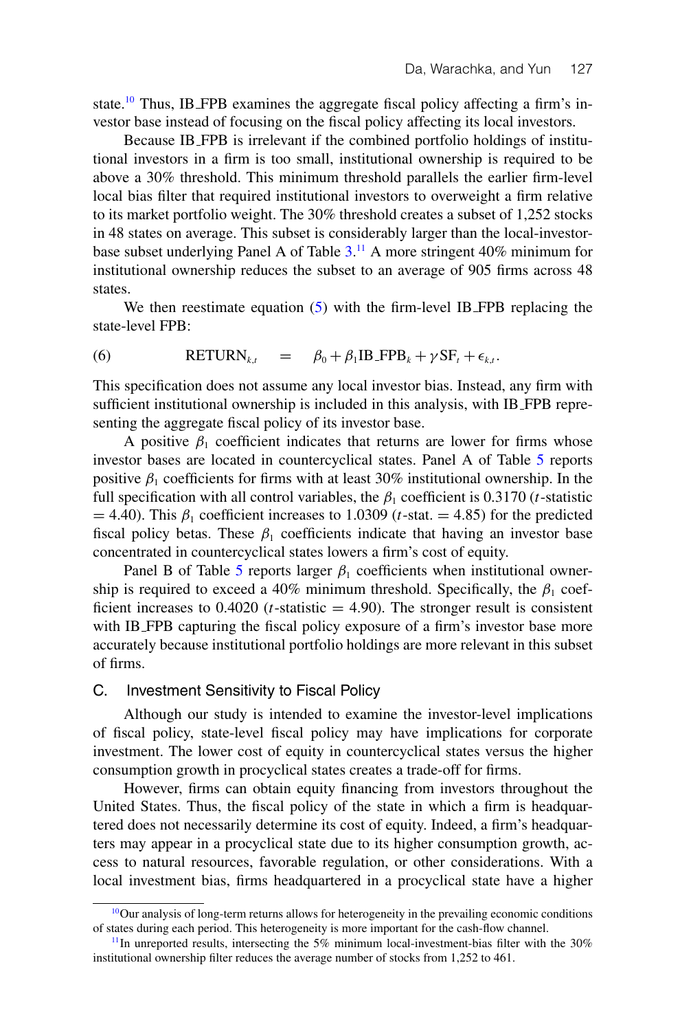state.[10] Thus, IB_FPB examines the aggregate fiscal policy affecting a firm's investor base instead of focusing on the fiscal policy affecting its local investors.

Because IB_FPB is irrelevant if the combined portfolio holdings of institutional investors in a firm is too small, institutional ownership is required to be above a 30% threshold. This minimum threshold parallels the earlier firm-level local bias filter that required institutional investors to overweight a firm relative to its market portfolio weight. The 30% threshold creates a subset of 1,252 stocks in 48 states on average. This subset is considerably larger than the local-investor-base subset underlying Panel A of Table 3.[11] A more stringent 40% minimum for institutional ownership reduces the subset to an average of 905 firms across 48 states.

We then reestimate equation (5) with the firm-level IB_FPB replacing the state-level FPB:

$$\text{(6)} \qquad \text{RETURN}_{k,t} \quad = \quad \beta_0 + \beta_1 \text{IB\_FPB}_k + \gamma \text{SF}_t + \epsilon_{k,t}.$$

This specification does not assume any local investor bias. Instead, any firm with sufficient institutional ownership is included in this analysis, with IB_FPB representing the aggregate fiscal policy of its investor base.

A positive $\beta_1$ coefficient indicates that returns are lower for firms whose investor bases are located in countercyclical states. Panel A of Table 5 reports positive $\beta_1$ coefficients for firms with at least 30% institutional ownership. In the full specification with all control variables, the $\beta_1$ coefficient is 0.3170 ($t$-statistic = 4.40). This $\beta_1$ coefficient increases to 1.0309 ($t$-stat. = 4.85) for the predicted fiscal policy betas. These $\beta_1$ coefficients indicate that having an investor base concentrated in countercyclical states lowers a firm's cost of equity.

Panel B of Table 5 reports larger $\beta_1$ coefficients when institutional ownership is required to exceed a 40% minimum threshold. Specifically, the $\beta_1$ coefficient increases to 0.4020 ($t$-statistic = 4.90). The stronger result is consistent with IB_FPB capturing the fiscal policy exposure of a firm's investor base more accurately because institutional portfolio holdings are more relevant in this subset of firms.

### C. Investment Sensitivity to Fiscal Policy

Although our study is intended to examine the investor-level implications of fiscal policy, state-level fiscal policy may have implications for corporate investment. The lower cost of equity in countercyclical states versus the higher consumption growth in procyclical states creates a trade-off for firms.

However, firms can obtain equity financing from investors throughout the United States. Thus, the fiscal policy of the state in which a firm is headquartered does not necessarily determine its cost of equity. Indeed, a firm's headquarters may appear in a procyclical state due to its higher consumption growth, access to natural resources, favorable regulation, or other considerations. With a local investment bias, firms headquartered in a procyclical state have a higher

---

[10] Our analysis of long-term returns allows for heterogeneity in the prevailing economic conditions of states during each period. This heterogeneity is more important for the cash-flow channel.

[11] In unreported results, intersecting the 5% minimum local-investment-bias filter with the 30% institutional ownership filter reduces the average number of stocks from 1,252 to 461.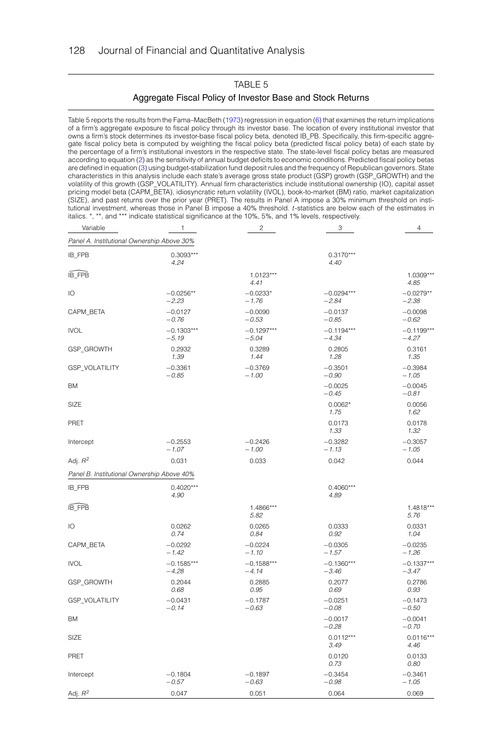## TABLE 5

### Aggregate Fiscal Policy of Investor Base and Stock Returns

Table 5 reports the results from the Fama–MacBeth (1973) regression in equation (6) that examines the return implications of a firm's aggregate exposure to fiscal policy through its investor base. The location of every institutional investor that owns a firm's stock determines its investor-base fiscal policy beta, denoted IB_PB. Specifically, this firm-specific aggregate fiscal policy beta is computed by weighting the fiscal policy beta (predicted fiscal policy beta) of each state by the percentage of a firm's institutional investors in the respective state. The state-level fiscal policy betas are measured according to equation (2) as the sensitivity of annual budget deficits to economic conditions. Predicted fiscal policy betas are defined in equation (3) using budget-stabilization fund deposit rules and the frequency of Republican governors. State characteristics in this analysis include each state's average gross state product (GSP) growth (GSP_GROWTH) and the volatility of this growth (GSP_VOLATILITY). Annual firm characteristics include institutional ownership (IO), capital asset pricing model beta (CAPM_BETA), idiosyncratic return volatility (IVOL), book-to-market (BM) ratio, market capitalization (SIZE), and past returns over the prior year (PRET). The results in Panel A impose a 30% minimum threshold on institutional investment, whereas those in Panel B impose a 40% threshold. *t*-statistics are below each of the estimates in italics. *, **, and *** indicate statistical significance at the 10%, 5%, and 1% levels, respectively.

| Variable | 1 | 2 | 3 | 4 |
|---|---|---|---|---|
| *Panel A. Institutional Ownership Above 30%* | | | | |
| IB_FPB | 0.3093*** | | 0.3170*** | |
| | *4.24* | | *4.40* | |
| $\widehat{\text{IB\_FPB}}$ | | 1.0123*** | | 1.0309*** |
| | | *4.41* | | *4.85* |
| IO | −0.0256** | −0.0233* | −0.0294*** | −0.0279** |
| | *−2.23* | *−1.76* | *−2.84* | *−2.38* |
| CAPM_BETA | −0.0127 | −0.0090 | −0.0137 | −0.0098 |
| | *−0.76* | *−0.53* | *−0.85* | *−0.62* |
| IVOL | −0.1303*** | −0.1297*** | −0.1194*** | −0.1199*** |
| | *−5.19* | *−5.04* | *−4.34* | *−4.27* |
| GSP_GROWTH | 0.2932 | 0.3289 | 0.2805 | 0.3161 |
| | *1.39* | *1.44* | *1.28* | *1.35* |
| GSP_VOLATILITY | −0.3361 | −0.3769 | −0.3501 | −0.3984 |
| | *−0.85* | *−1.00* | *−0.90* | *−1.05* |
| BM | | | −0.0025 | −0.0045 |
| | | | *−0.45* | *−0.81* |
| SIZE | | | 0.0062* | 0.0056 |
| | | | *1.75* | *1.62* |
| PRET | | | 0.0173 | 0.0178 |
| | | | *1.33* | *1.32* |
| Intercept | −0.2553 | −0.2426 | −0.3282 | −0.3057 |
| | *−1.07* | *−1.00* | *−1.13* | *−1.05* |
| Adj. $R^2$ | 0.031 | 0.033 | 0.042 | 0.044 |
| *Panel B. Institutional Ownership Above 40%* | | | | |
| IB_FPB | 0.4020*** | | 0.4060*** | |
| | *4.90* | | *4.89* | |
| $\widehat{\text{IB\_FPB}}$ | | 1.4866*** | | 1.4818*** |
| | | *5.82* | | *5.76* |
| IO | 0.0262 | 0.0265 | 0.0333 | 0.0331 |
| | *0.74* | *0.84* | *0.92* | *1.04* |
| CAPM_BETA | −0.0292 | −0.0224 | −0.0305 | −0.0235 |
| | *−1.42* | *−1.10* | *−1.57* | *−1.26* |
| IVOL | −0.1585*** | −0.1588*** | −0.1360*** | −0.1337*** |
| | *−4.28* | *−4.14* | *−3.46* | *−3.47* |
| GSP_GROWTH | 0.2044 | 0.2885 | 0.2077 | 0.2786 |
| | *0.68* | *0.95* | *0.69* | *0.93* |
| GSP_VOLATILITY | −0.0431 | −0.1787 | −0.0251 | −0.1473 |
| | *−0.14* | *−0.63* | *−0.08* | *−0.50* |
| BM | | | −0.0017 | −0.0041 |
| | | | *−0.28* | *−0.70* |
| SIZE | | | 0.0112*** | 0.0116*** |
| | | | *3.49* | *4.46* |
| PRET | | | 0.0120 | 0.0133 |
| | | | *0.73* | *0.80* |
| Intercept | −0.1804 | −0.1897 | −0.3454 | −0.3461 |
| | *−0.57* | *−0.63* | *−0.98* | *−1.05* |
| Adj. $R^2$ | 0.047 | 0.051 | 0.064 | 0.069 |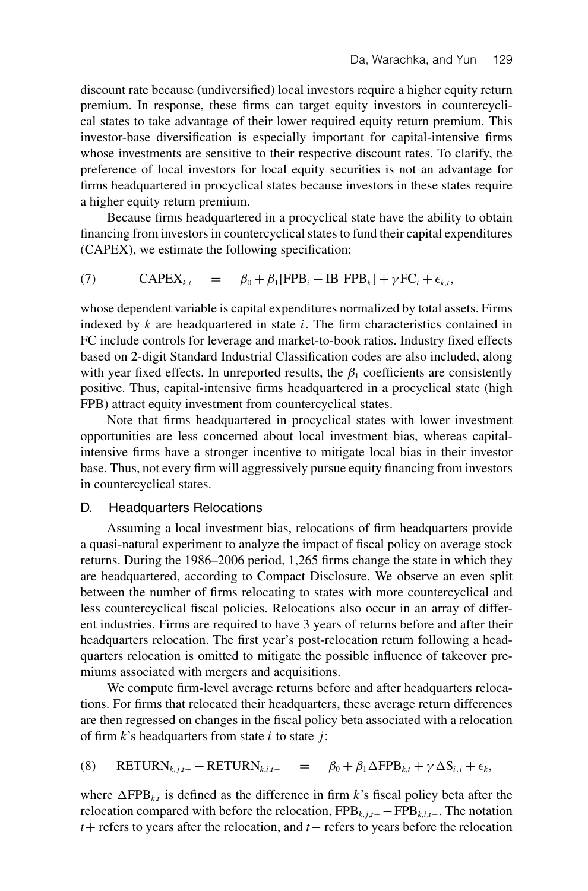discount rate because (undiversified) local investors require a higher equity return premium. In response, these firms can target equity investors in countercyclical states to take advantage of their lower required equity return premium. This investor-base diversification is especially important for capital-intensive firms whose investments are sensitive to their respective discount rates. To clarify, the preference of local investors for local equity securities is not an advantage for firms headquartered in procyclical states because investors in these states require a higher equity return premium.

Because firms headquartered in a procyclical state have the ability to obtain financing from investors in countercyclical states to fund their capital expenditures (CAPEX), we estimate the following specification:

$$\text{(7)} \qquad \text{CAPEX}_{k,t} \quad = \quad \beta_0 + \beta_1[\text{FPB}_i - \text{IB\_FPB}_k] + \gamma \text{FC}_t + \epsilon_{k,t},$$

whose dependent variable is capital expenditures normalized by total assets. Firms indexed by $k$ are headquartered in state $i$. The firm characteristics contained in FC include controls for leverage and market-to-book ratios. Industry fixed effects based on 2-digit Standard Industrial Classification codes are also included, along with year fixed effects. In unreported results, the $\beta_1$ coefficients are consistently positive. Thus, capital-intensive firms headquartered in a procyclical state (high FPB) attract equity investment from countercyclical states.

Note that firms headquartered in procyclical states with lower investment opportunities are less concerned about local investment bias, whereas capital-intensive firms have a stronger incentive to mitigate local bias in their investor base. Thus, not every firm will aggressively pursue equity financing from investors in countercyclical states.

## D. Headquarters Relocations

Assuming a local investment bias, relocations of firm headquarters provide a quasi-natural experiment to analyze the impact of fiscal policy on average stock returns. During the 1986–2006 period, 1,265 firms change the state in which they are headquartered, according to Compact Disclosure. We observe an even split between the number of firms relocating to states with more countercyclical and less countercyclical fiscal policies. Relocations also occur in an array of different industries. Firms are required to have 3 years of returns before and after their headquarters relocation. The first year's post-relocation return following a headquarters relocation is omitted to mitigate the possible influence of takeover premiums associated with mergers and acquisitions.

We compute firm-level average returns before and after headquarters relocations. For firms that relocated their headquarters, these average return differences are then regressed on changes in the fiscal policy beta associated with a relocation of firm $k$'s headquarters from state $i$ to state $j$:

$$\text{(8)} \qquad \text{RETURN}_{k,j,t+} - \text{RETURN}_{k,i,t-} \quad = \quad \beta_0 + \beta_1 \Delta\text{FPB}_{k,t} + \gamma \Delta \text{S}_{i,j} + \epsilon_k,$$

where $\Delta\text{FPB}_{k,t}$ is defined as the difference in firm $k$'s fiscal policy beta after the relocation compared with before the relocation, $\text{FPB}_{k,j,t+} - \text{FPB}_{k,i,t-}$. The notation $t+$ refers to years after the relocation, and $t-$ refers to years before the relocation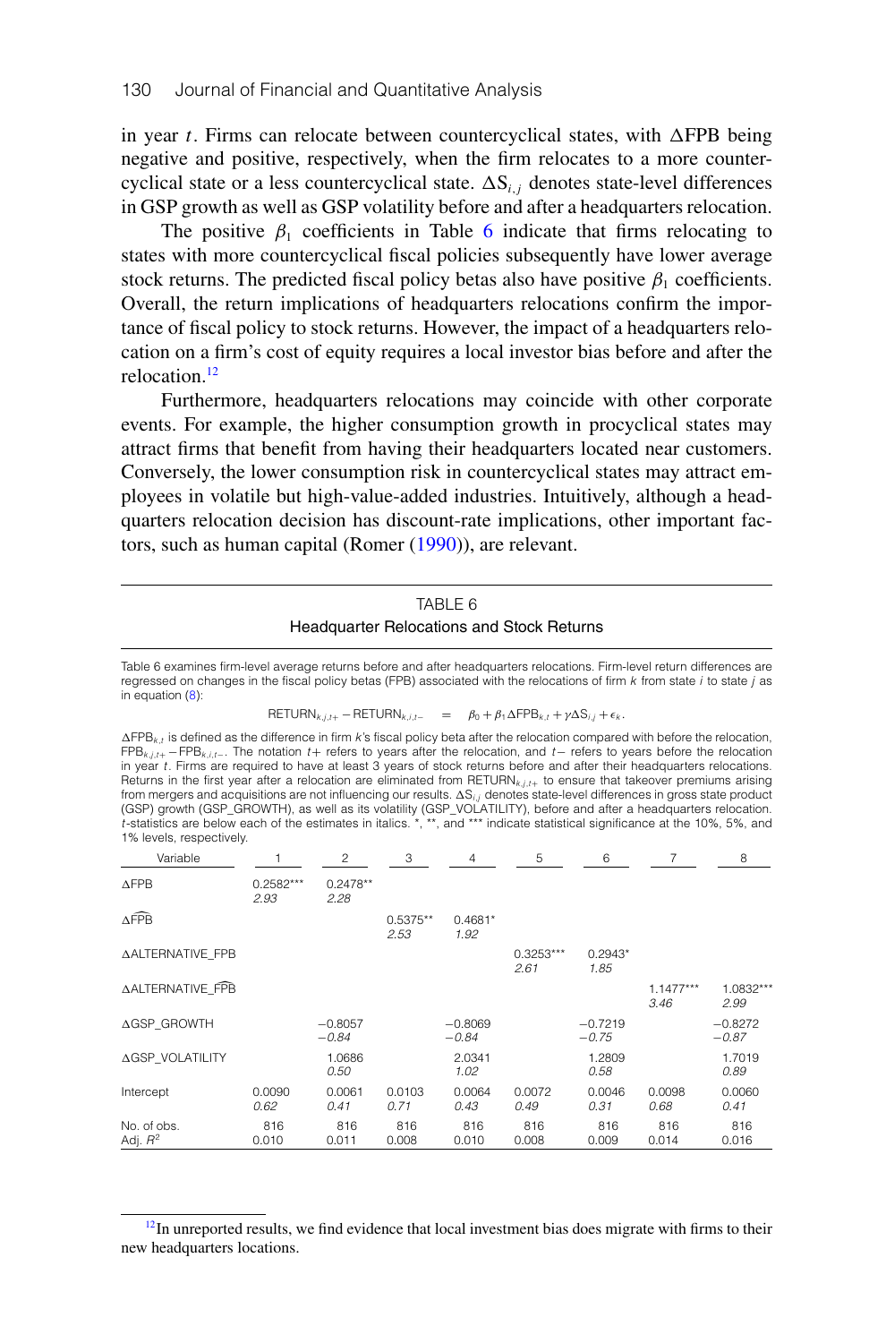in year $t$. Firms can relocate between countercyclical states, with $\Delta$FPB being negative and positive, respectively, when the firm relocates to a more countercyclical state or a less countercyclical state. $\Delta S_{i,j}$ denotes state-level differences in GSP growth as well as GSP volatility before and after a headquarters relocation.

The positive $\beta_1$ coefficients in Table 6 indicate that firms relocating to states with more countercyclical fiscal policies subsequently have lower average stock returns. The predicted fiscal policy betas also have positive $\beta_1$ coefficients. Overall, the return implications of headquarters relocations confirm the importance of fiscal policy to stock returns. However, the impact of a headquarters relocation on a firm's cost of equity requires a local investor bias before and after the relocation.[12]

Furthermore, headquarters relocations may coincide with other corporate events. For example, the higher consumption growth in procyclical states may attract firms that benefit from having their headquarters located near customers. Conversely, the lower consumption risk in countercyclical states may attract employees in volatile but high-value-added industries. Intuitively, although a headquarters relocation decision has discount-rate implications, other important factors, such as human capital (Romer (1990)), are relevant.

TABLE 6

Headquarter Relocations and Stock Returns

Table 6 examines firm-level average returns before and after headquarters relocations. Firm-level return differences are regressed on changes in the fiscal policy betas (FPB) associated with the relocations of firm $k$ from state $i$ to state $j$ as in equation (8):

$$\text{RETURN}_{k,j,t+} - \text{RETURN}_{k,i,t-} = \beta_0 + \beta_1 \Delta\text{FPB}_{k,t} + \gamma \Delta S_{i,j} + \epsilon_k.$$

$\Delta\text{FPB}_{k,t}$ is defined as the difference in firm $k$'s fiscal policy beta after the relocation compared with before the relocation, $\text{FPB}_{k,j,t+} - \text{FPB}_{k,i,t-}$. The notation $t+$ refers to years after the relocation, and $t-$ refers to years before the relocation in year $t$. Firms are required to have at least 3 years of stock returns before and after their headquarters relocations. Returns in the first year after a relocation are eliminated from $\text{RETURN}_{k,j,t+}$ to ensure that takeover premiums arising from mergers and acquisitions are not influencing our results. $\Delta S_{i,j}$ denotes state-level differences in gross state product (GSP) growth (GSP_GROWTH), as well as its volatility (GSP_VOLATILITY), before and after a headquarters relocation. $t$-statistics are below each of the estimates in italics. *, **, and *** indicate statistical significance at the 10%, 5%, and 1% levels, respectively.

| Variable | 1 | 2 | 3 | 4 | 5 | 6 | 7 | 8 |
|---|---|---|---|---|---|---|---|---|
| $\Delta$FPB | 0.2582*** | 0.2478** | | | | | | |
| | *2.93* | *2.28* | | | | | | |
| $\Delta\widehat{\text{FPB}}$ | | | 0.5375** | 0.4681* | | | | |
| | | | *2.53* | *1.92* | | | | |
| $\Delta$ALTERNATIVE_FPB | | | | | 0.3253*** | 0.2943* | | |
| | | | | | *2.61* | *1.85* | | |
| $\Delta$ALTERNATIVE_$\widehat{\text{FPB}}$ | | | | | | | 1.1477*** | 1.0832*** |
| | | | | | | | *3.46* | *2.99* |
| $\Delta$GSP_GROWTH | | −0.8057 | | −0.8069 | | −0.7219 | | −0.8272 |
| | | *−0.84* | | *−0.84* | | *−0.75* | | *−0.87* |
| $\Delta$GSP_VOLATILITY | | 1.0686 | | 2.0341 | | 1.2809 | | 1.7019 |
| | | *0.50* | | *1.02* | | *0.58* | | *0.89* |
| Intercept | 0.0090 | 0.0061 | 0.0103 | 0.0064 | 0.0072 | 0.0046 | 0.0098 | 0.0060 |
| | *0.62* | *0.41* | *0.71* | *0.43* | *0.49* | *0.31* | *0.68* | *0.41* |
| No. of obs. | 816 | 816 | 816 | 816 | 816 | 816 | 816 | 816 |
| Adj. $R^2$ | 0.010 | 0.011 | 0.008 | 0.010 | 0.008 | 0.009 | 0.014 | 0.016 |

[12] In unreported results, we find evidence that local investment bias does migrate with firms to their new headquarters locations.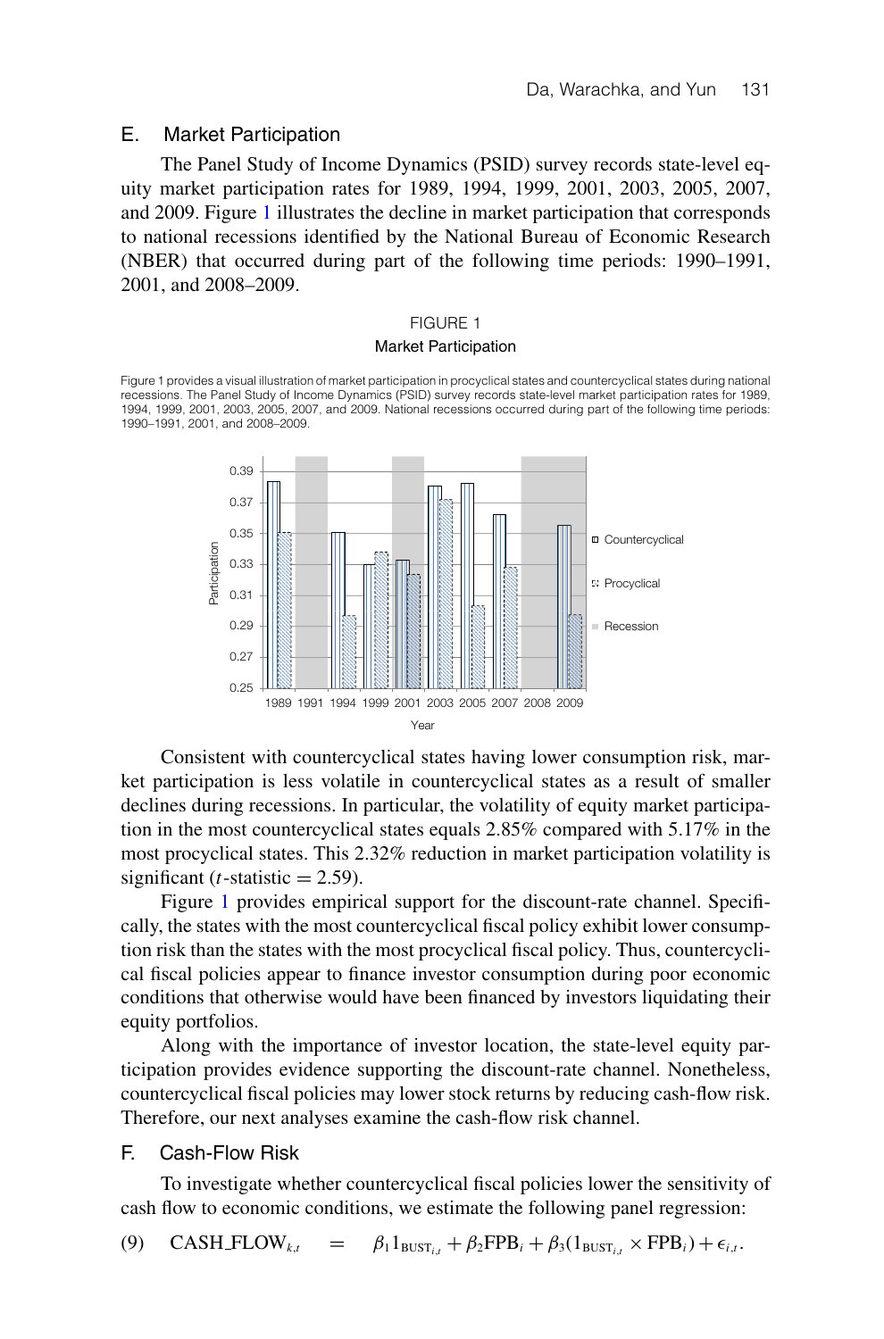## E. Market Participation

The Panel Study of Income Dynamics (PSID) survey records state-level equity market participation rates for 1989, 1994, 1999, 2001, 2003, 2005, 2007, and 2009. Figure 1 illustrates the decline in market participation that corresponds to national recessions identified by the National Bureau of Economic Research (NBER) that occurred during part of the following time periods: 1990–1991, 2001, and 2008–2009.

FIGURE 1

Market Participation

Figure 1 provides a visual illustration of market participation in procyclical states and countercyclical states during national recessions. The Panel Study of Income Dynamics (PSID) survey records state-level market participation rates for 1989, 1994, 1999, 2001, 2003, 2005, 2007, and 2009. National recessions occurred during part of the following time periods: 1990–1991, 2001, and 2008–2009.

Consistent with countercyclical states having lower consumption risk, market participation is less volatile in countercyclical states as a result of smaller declines during recessions. In particular, the volatility of equity market participation in the most countercyclical states equals 2.85% compared with 5.17% in the most procyclical states. This 2.32% reduction in market participation volatility is significant ($t$-statistic = 2.59).

Figure 1 provides empirical support for the discount-rate channel. Specifically, the states with the most countercyclical fiscal policy exhibit lower consumption risk than the states with the most procyclical fiscal policy. Thus, countercyclical fiscal policies appear to finance investor consumption during poor economic conditions that otherwise would have been financed by investors liquidating their equity portfolios.

Along with the importance of investor location, the state-level equity participation provides evidence supporting the discount-rate channel. Nonetheless, countercyclical fiscal policies may lower stock returns by reducing cash-flow risk. Therefore, our next analyses examine the cash-flow risk channel.

## F. Cash-Flow Risk

To investigate whether countercyclical fiscal policies lower the sensitivity of cash flow to economic conditions, we estimate the following panel regression:

$$\text{(9)} \quad \text{CASH\_FLOW}_{k,t} \quad = \quad \beta_1 1_{\text{BUST}_{i,t}} + \beta_2 \text{FPB}_i + \beta_3 (1_{\text{BUST}_{i,t}} \times \text{FPB}_i) + \epsilon_{i,t}.$$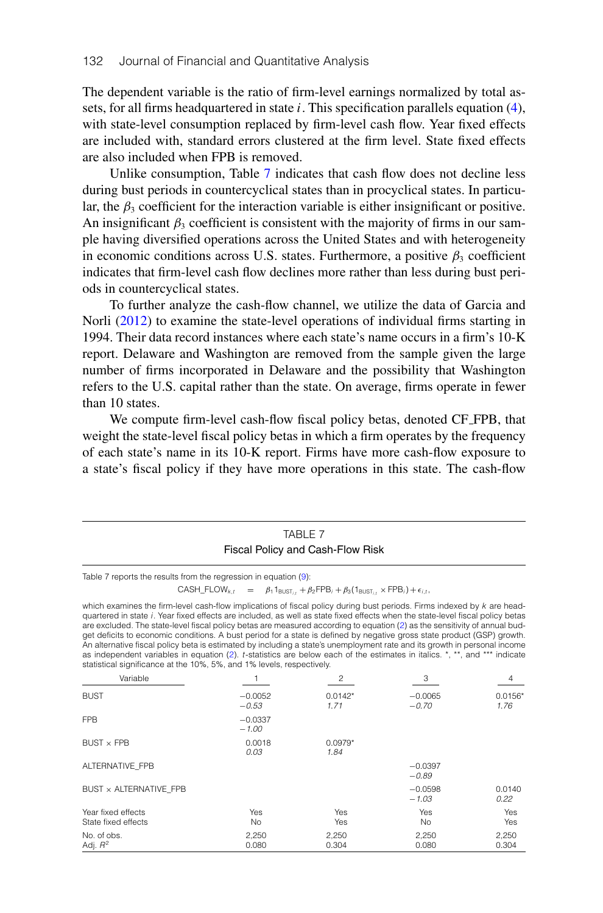The dependent variable is the ratio of firm-level earnings normalized by total assets, for all firms headquartered in state $i$. This specification parallels equation (4), with state-level consumption replaced by firm-level cash flow. Year fixed effects are included with, standard errors clustered at the firm level. State fixed effects are also included when FPB is removed.

Unlike consumption, Table 7 indicates that cash flow does not decline less during bust periods in countercyclical states than in procyclical states. In particular, the $\beta_3$ coefficient for the interaction variable is either insignificant or positive. An insignificant $\beta_3$ coefficient is consistent with the majority of firms in our sample having diversified operations across the United States and with heterogeneity in economic conditions across U.S. states. Furthermore, a positive $\beta_3$ coefficient indicates that firm-level cash flow declines more rather than less during bust periods in countercyclical states.

To further analyze the cash-flow channel, we utilize the data of Garcia and Norli (2012) to examine the state-level operations of individual firms starting in 1994. Their data record instances where each state's name occurs in a firm's 10-K report. Delaware and Washington are removed from the sample given the large number of firms incorporated in Delaware and the possibility that Washington refers to the U.S. capital rather than the state. On average, firms operate in fewer than 10 states.

We compute firm-level cash-flow fiscal policy betas, denoted CF_FPB, that weight the state-level fiscal policy betas in which a firm operates by the frequency of each state's name in its 10-K report. Firms have more cash-flow exposure to a state's fiscal policy if they have more operations in this state. The cash-flow

TABLE 7

Fiscal Policy and Cash-Flow Risk

Table 7 reports the results from the regression in equation (9):

$$\text{CASH\_FLOW}_{k,t} \;=\; \beta_1 1_{\text{BUST}_{i,t}} + \beta_2 \text{FPB}_i + \beta_3 (1_{\text{BUST}_{i,t}} \times \text{FPB}_i) + \epsilon_{i,t},$$

which examines the firm-level cash-flow implications of fiscal policy during bust periods. Firms indexed by $k$ are headquartered in state $i$. Year fixed effects are included, as well as state fixed effects when the state-level fiscal policy betas are excluded. The state-level fiscal policy betas are measured according to equation (2) as the sensitivity of annual budget deficits to economic conditions. A bust period for a state is defined by negative gross state product (GSP) growth. An alternative fiscal policy beta is estimated by including a state's unemployment rate and its growth in personal income as independent variables in equation (2). $t$-statistics are below each of the estimates in italics. *, **, and *** indicate statistical significance at the 10%, 5%, and 1% levels, respectively.

| Variable | 1 | 2 | 3 | 4 |
|---|---|---|---|---|
| BUST | −0.0052<br>*−0.53* | 0.0142*<br>*1.71* | −0.0065<br>*−0.70* | 0.0156*<br>*1.76* |
| FPB | −0.0337<br>*−1.00* | | | |
| BUST × FPB | 0.0018<br>*0.03* | 0.0979*<br>*1.84* | | |
| ALTERNATIVE_FPB | | | −0.0397<br>*−0.89* | |
| BUST × ALTERNATIVE_FPB | | | −0.0598<br>*−1.03* | 0.0140<br>*0.22* |
| Year fixed effects | Yes | Yes | Yes | Yes |
| State fixed effects | No | Yes | No | Yes |
| No. of obs. | 2,250 | 2,250 | 2,250 | 2,250 |
| Adj. $R^2$ | 0.080 | 0.304 | 0.080 | 0.304 |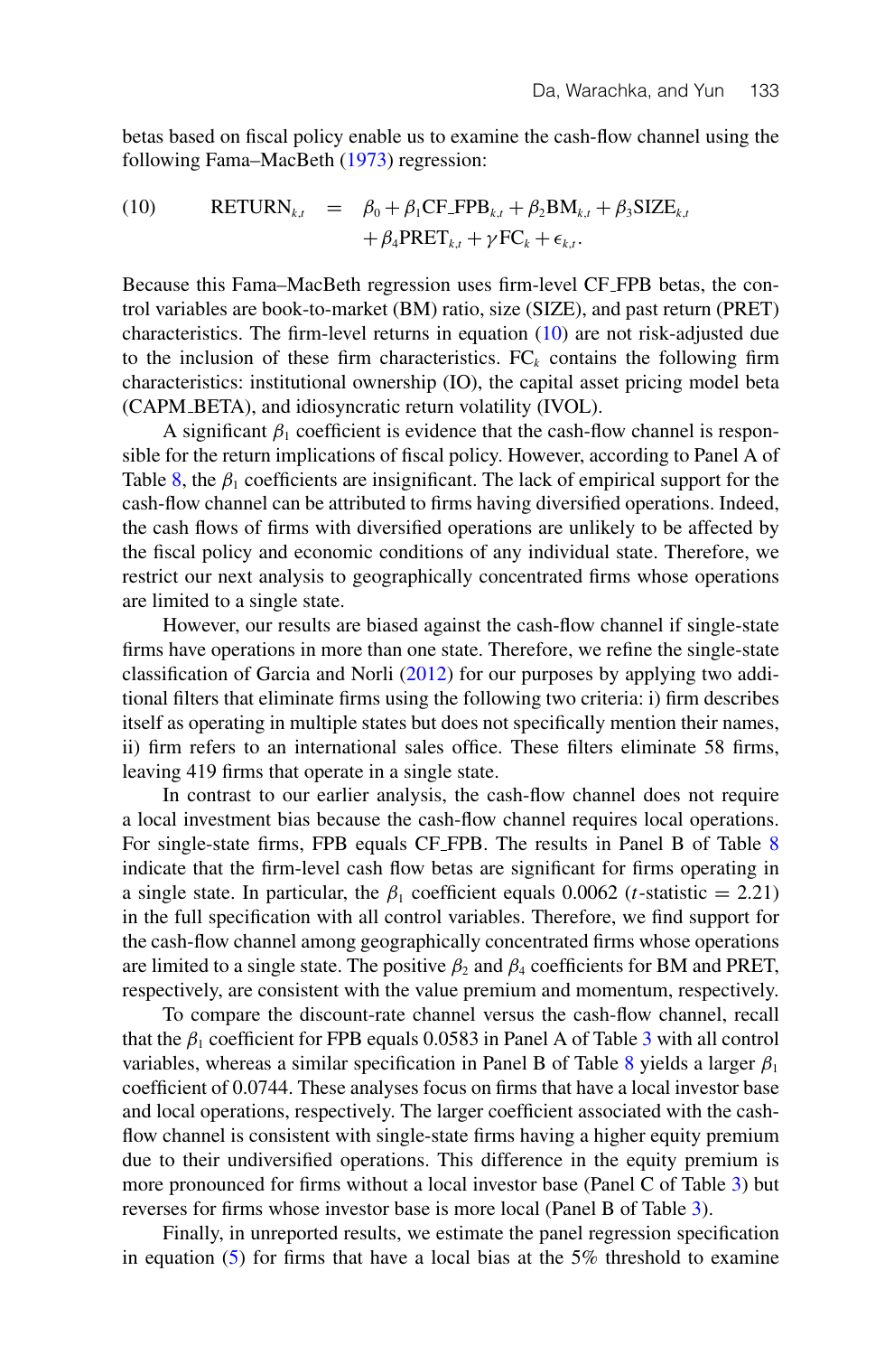betas based on fiscal policy enable us to examine the cash-flow channel using the following Fama–MacBeth (1973) regression:

$$
\text{(10)} \qquad \text{RETURN}_{k,t} = \beta_0 + \beta_1 \text{CF\_FPB}_{k,t} + \beta_2 \text{BM}_{k,t} + \beta_3 \text{SIZE}_{k,t} + \beta_4 \text{PRET}_{k,t} + \gamma \text{FC}_k + \epsilon_{k,t}.
$$

Because this Fama–MacBeth regression uses firm-level CF_FPB betas, the control variables are book-to-market (BM) ratio, size (SIZE), and past return (PRET) characteristics. The firm-level returns in equation (10) are not risk-adjusted due to the inclusion of these firm characteristics. $\text{FC}_k$ contains the following firm characteristics: institutional ownership (IO), the capital asset pricing model beta (CAPM_BETA), and idiosyncratic return volatility (IVOL).

A significant $\beta_1$ coefficient is evidence that the cash-flow channel is responsible for the return implications of fiscal policy. However, according to Panel A of Table 8, the $\beta_1$ coefficients are insignificant. The lack of empirical support for the cash-flow channel can be attributed to firms having diversified operations. Indeed, the cash flows of firms with diversified operations are unlikely to be affected by the fiscal policy and economic conditions of any individual state. Therefore, we restrict our next analysis to geographically concentrated firms whose operations are limited to a single state.

However, our results are biased against the cash-flow channel if single-state firms have operations in more than one state. Therefore, we refine the single-state classification of Garcia and Norli (2012) for our purposes by applying two additional filters that eliminate firms using the following two criteria: i) firm describes itself as operating in multiple states but does not specifically mention their names, ii) firm refers to an international sales office. These filters eliminate 58 firms, leaving 419 firms that operate in a single state.

In contrast to our earlier analysis, the cash-flow channel does not require a local investment bias because the cash-flow channel requires local operations. For single-state firms, FPB equals CF_FPB. The results in Panel B of Table 8 indicate that the firm-level cash flow betas are significant for firms operating in a single state. In particular, the $\beta_1$ coefficient equals 0.0062 ($t$-statistic = 2.21) in the full specification with all control variables. Therefore, we find support for the cash-flow channel among geographically concentrated firms whose operations are limited to a single state. The positive $\beta_2$ and $\beta_4$ coefficients for BM and PRET, respectively, are consistent with the value premium and momentum, respectively.

To compare the discount-rate channel versus the cash-flow channel, recall that the $\beta_1$ coefficient for FPB equals 0.0583 in Panel A of Table 3 with all control variables, whereas a similar specification in Panel B of Table 8 yields a larger $\beta_1$ coefficient of 0.0744. These analyses focus on firms that have a local investor base and local operations, respectively. The larger coefficient associated with the cash-flow channel is consistent with single-state firms having a higher equity premium due to their undiversified operations. This difference in the equity premium is more pronounced for firms without a local investor base (Panel C of Table 3) but reverses for firms whose investor base is more local (Panel B of Table 3).

Finally, in unreported results, we estimate the panel regression specification in equation (5) for firms that have a local bias at the 5% threshold to examine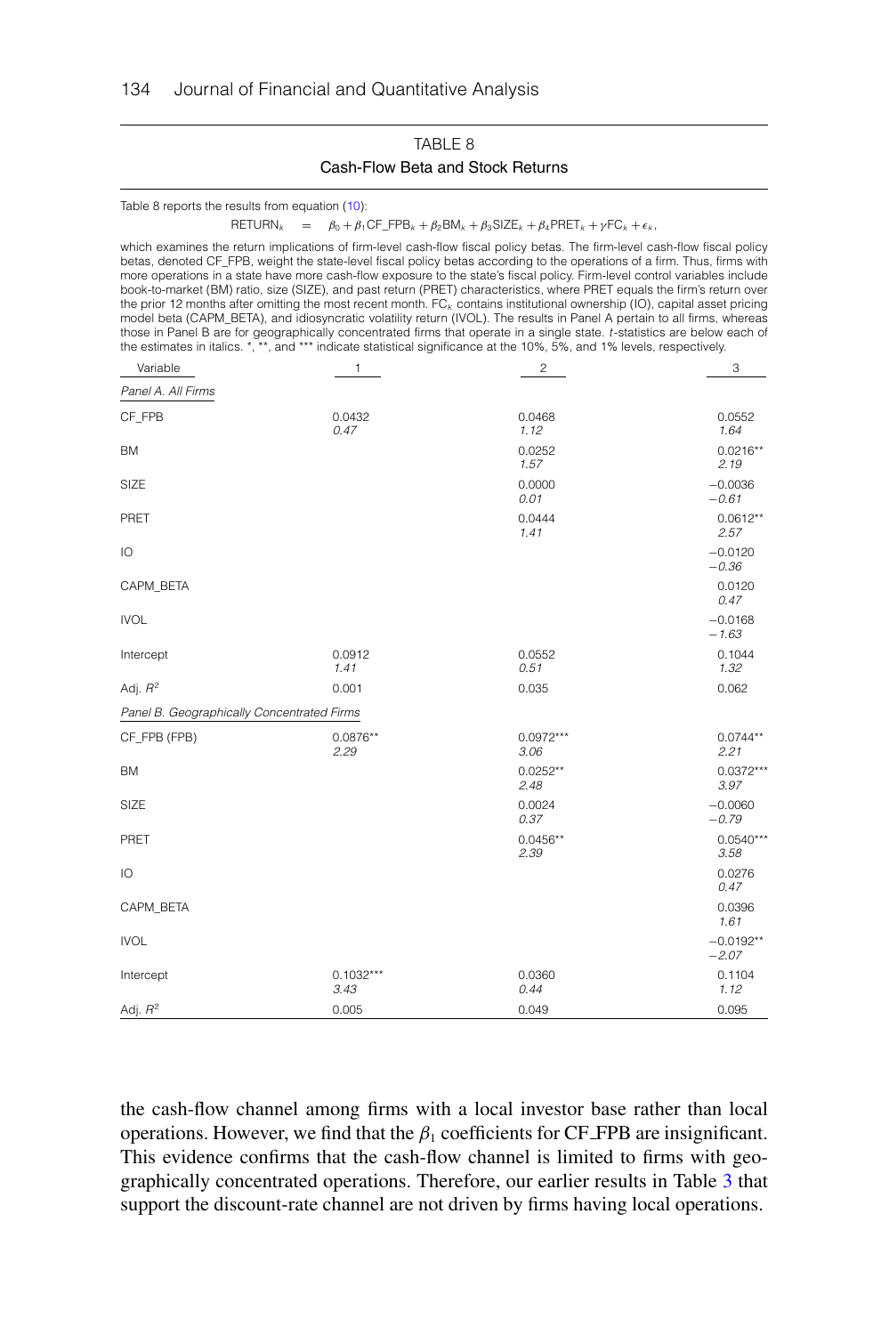TABLE 8

Cash-Flow Beta and Stock Returns

Table 8 reports the results from equation (10):

$$\text{RETURN}_k \quad = \quad \beta_0 + \beta_1 \text{CF\_FPB}_k + \beta_2 \text{BM}_k + \beta_3 \text{SIZE}_k + \beta_4 \text{PRET}_k + \gamma \text{FC}_k + \epsilon_k,$$

which examines the return implications of firm-level cash-flow fiscal policy betas. The firm-level cash-flow fiscal policy betas, denoted CF_FPB, weight the state-level fiscal policy betas according to the operations of a firm. Thus, firms with more operations in a state have more cash-flow exposure to the state's fiscal policy. Firm-level control variables include book-to-market (BM) ratio, size (SIZE), and past return (PRET) characteristics, where PRET equals the firm's return over the prior 12 months after omitting the most recent month. $\text{FC}_k$ contains institutional ownership (IO), capital asset pricing model beta (CAPM_BETA), and idiosyncratic volatility return (IVOL). The results in Panel A pertain to all firms, whereas those in Panel B are for geographically concentrated firms that operate in a single state. *t*-statistics are below each of the estimates in italics. *, **, and *** indicate statistical significance at the 10%, 5%, and 1% levels, respectively.

| Variable | 1 | 2 | 3 |
|---|---|---|---|
| *Panel A. All Firms* | | | |
| CF_FPB | 0.0432 | 0.0468 | 0.0552 |
| | *0.47* | *1.12* | *1.64* |
| BM | | 0.0252 | 0.0216** |
| | | *1.57* | *2.19* |
| SIZE | | 0.0000 | −0.0036 |
| | | *0.01* | *−0.61* |
| PRET | | 0.0444 | 0.0612** |
| | | *1.41* | *2.57* |
| IO | | | −0.0120 |
| | | | *−0.36* |
| CAPM_BETA | | | 0.0120 |
| | | | *0.47* |
| IVOL | | | −0.0168 |
| | | | *−1.63* |
| Intercept | 0.0912 | 0.0552 | 0.1044 |
| | *1.41* | *0.51* | *1.32* |
| Adj. $R^2$ | 0.001 | 0.035 | 0.062 |
| *Panel B. Geographically Concentrated Firms* | | | |
| CF_FPB (FPB) | 0.0876** | 0.0972*** | 0.0744** |
| | *2.29* | *3.06* | *2.21* |
| BM | | 0.0252** | 0.0372*** |
| | | *2.48* | *3.97* |
| SIZE | | 0.0024 | −0.0060 |
| | | *0.37* | *−0.79* |
| PRET | | 0.0456** | 0.0540*** |
| | | *2.39* | *3.58* |
| IO | | | 0.0276 |
| | | | *0.47* |
| CAPM_BETA | | | 0.0396 |
| | | | *1.61* |
| IVOL | | | −0.0192** |
| | | | *−2.07* |
| Intercept | 0.1032*** | 0.0360 | 0.1104 |
| | *3.43* | *0.44* | *1.12* |
| Adj. $R^2$ | 0.005 | 0.049 | 0.095 |

the cash-flow channel among firms with a local investor base rather than local operations. However, we find that the $\beta_1$ coefficients for CF_FPB are insignificant. This evidence confirms that the cash-flow channel is limited to firms with geographically concentrated operations. Therefore, our earlier results in Table 3 that support the discount-rate channel are not driven by firms having local operations.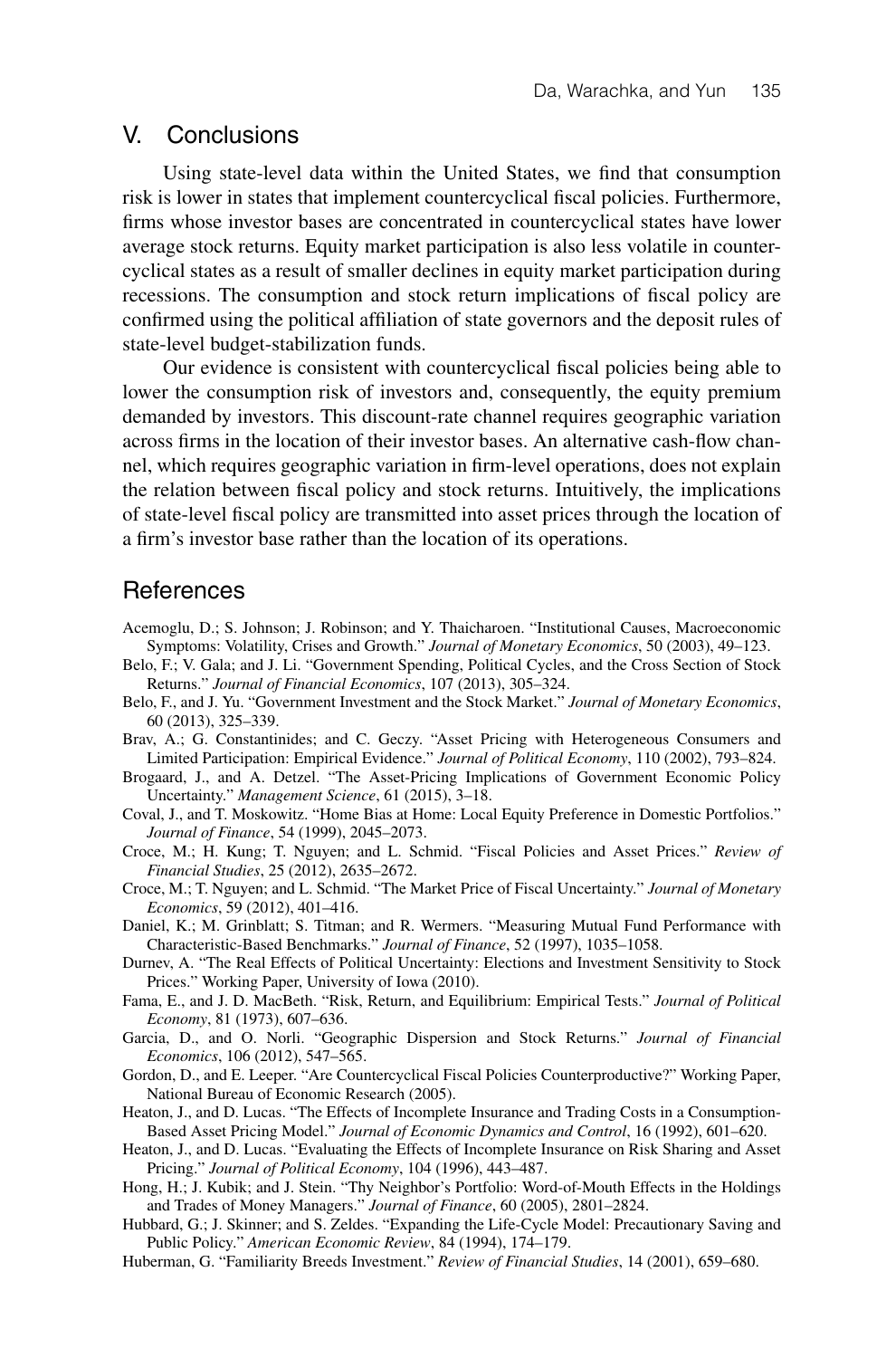## V. Conclusions

Using state-level data within the United States, we find that consumption risk is lower in states that implement countercyclical fiscal policies. Furthermore, firms whose investor bases are concentrated in countercyclical states have lower average stock returns. Equity market participation is also less volatile in countercyclical states as a result of smaller declines in equity market participation during recessions. The consumption and stock return implications of fiscal policy are confirmed using the political affiliation of state governors and the deposit rules of state-level budget-stabilization funds.

Our evidence is consistent with countercyclical fiscal policies being able to lower the consumption risk of investors and, consequently, the equity premium demanded by investors. This discount-rate channel requires geographic variation across firms in the location of their investor bases. An alternative cash-flow channel, which requires geographic variation in firm-level operations, does not explain the relation between fiscal policy and stock returns. Intuitively, the implications of state-level fiscal policy are transmitted into asset prices through the location of a firm's investor base rather than the location of its operations.

## References

Acemoglu, D.; S. Johnson; J. Robinson; and Y. Thaicharoen. "Institutional Causes, Macroeconomic Symptoms: Volatility, Crises and Growth." *Journal of Monetary Economics*, 50 (2003), 49–123.

Belo, F.; V. Gala; and J. Li. "Government Spending, Political Cycles, and the Cross Section of Stock Returns." *Journal of Financial Economics*, 107 (2013), 305–324.

Belo, F., and J. Yu. "Government Investment and the Stock Market." *Journal of Monetary Economics*, 60 (2013), 325–339.

Brav, A.; G. Constantinides; and C. Geczy. "Asset Pricing with Heterogeneous Consumers and Limited Participation: Empirical Evidence." *Journal of Political Economy*, 110 (2002), 793–824.

Brogaard, J., and A. Detzel. "The Asset-Pricing Implications of Government Economic Policy Uncertainty." *Management Science*, 61 (2015), 3–18.

Coval, J., and T. Moskowitz. "Home Bias at Home: Local Equity Preference in Domestic Portfolios." *Journal of Finance*, 54 (1999), 2045–2073.

Croce, M.; H. Kung; T. Nguyen; and L. Schmid. "Fiscal Policies and Asset Prices." *Review of Financial Studies*, 25 (2012), 2635–2672.

Croce, M.; T. Nguyen; and L. Schmid. "The Market Price of Fiscal Uncertainty." *Journal of Monetary Economics*, 59 (2012), 401–416.

Daniel, K.; M. Grinblatt; S. Titman; and R. Wermers. "Measuring Mutual Fund Performance with Characteristic-Based Benchmarks." *Journal of Finance*, 52 (1997), 1035–1058.

Durnev, A. "The Real Effects of Political Uncertainty: Elections and Investment Sensitivity to Stock Prices." Working Paper, University of Iowa (2010).

Fama, E., and J. D. MacBeth. "Risk, Return, and Equilibrium: Empirical Tests." *Journal of Political Economy*, 81 (1973), 607–636.

Garcia, D., and O. Norli. "Geographic Dispersion and Stock Returns." *Journal of Financial Economics*, 106 (2012), 547–565.

Gordon, D., and E. Leeper. "Are Countercyclical Fiscal Policies Counterproductive?" Working Paper, National Bureau of Economic Research (2005).

Heaton, J., and D. Lucas. "The Effects of Incomplete Insurance and Trading Costs in a Consumption-Based Asset Pricing Model." *Journal of Economic Dynamics and Control*, 16 (1992), 601–620.

Heaton, J., and D. Lucas. "Evaluating the Effects of Incomplete Insurance on Risk Sharing and Asset Pricing." *Journal of Political Economy*, 104 (1996), 443–487.

Hong, H.; J. Kubik; and J. Stein. "Thy Neighbor's Portfolio: Word-of-Mouth Effects in the Holdings and Trades of Money Managers." *Journal of Finance*, 60 (2005), 2801–2824.

Hubbard, G.; J. Skinner; and S. Zeldes. "Expanding the Life-Cycle Model: Precautionary Saving and Public Policy." *American Economic Review*, 84 (1994), 174–179.

Huberman, G. "Familiarity Breeds Investment." *Review of Financial Studies*, 14 (2001), 659–680.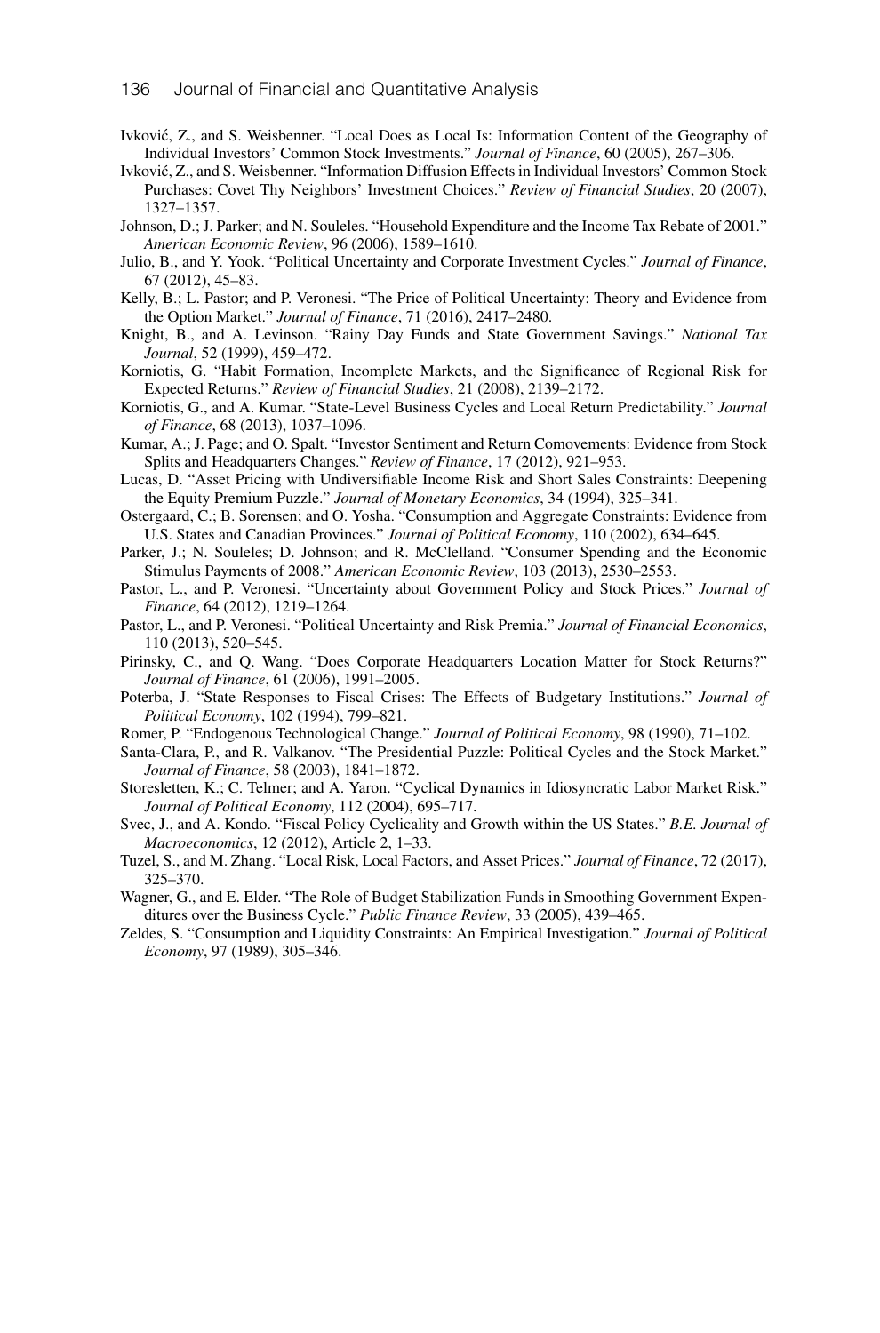Ivković, Z., and S. Weisbenner. "Local Does as Local Is: Information Content of the Geography of Individual Investors' Common Stock Investments." *Journal of Finance*, 60 (2005), 267–306.

Ivković, Z., and S. Weisbenner. "Information Diffusion Effects in Individual Investors' Common Stock Purchases: Covet Thy Neighbors' Investment Choices." *Review of Financial Studies*, 20 (2007), 1327–1357.

Johnson, D.; J. Parker; and N. Souleles. "Household Expenditure and the Income Tax Rebate of 2001." *American Economic Review*, 96 (2006), 1589–1610.

Julio, B., and Y. Yook. "Political Uncertainty and Corporate Investment Cycles." *Journal of Finance*, 67 (2012), 45–83.

Kelly, B.; L. Pastor; and P. Veronesi. "The Price of Political Uncertainty: Theory and Evidence from the Option Market." *Journal of Finance*, 71 (2016), 2417–2480.

Knight, B., and A. Levinson. "Rainy Day Funds and State Government Savings." *National Tax Journal*, 52 (1999), 459–472.

Korniotis, G. "Habit Formation, Incomplete Markets, and the Significance of Regional Risk for Expected Returns." *Review of Financial Studies*, 21 (2008), 2139–2172.

Korniotis, G., and A. Kumar. "State-Level Business Cycles and Local Return Predictability." *Journal of Finance*, 68 (2013), 1037–1096.

Kumar, A.; J. Page; and O. Spalt. "Investor Sentiment and Return Comovements: Evidence from Stock Splits and Headquarters Changes." *Review of Finance*, 17 (2012), 921–953.

Lucas, D. "Asset Pricing with Undiversifiable Income Risk and Short Sales Constraints: Deepening the Equity Premium Puzzle." *Journal of Monetary Economics*, 34 (1994), 325–341.

Ostergaard, C.; B. Sorensen; and O. Yosha. "Consumption and Aggregate Constraints: Evidence from U.S. States and Canadian Provinces." *Journal of Political Economy*, 110 (2002), 634–645.

Parker, J.; N. Souleles; D. Johnson; and R. McClelland. "Consumer Spending and the Economic Stimulus Payments of 2008." *American Economic Review*, 103 (2013), 2530–2553.

Pastor, L., and P. Veronesi. "Uncertainty about Government Policy and Stock Prices." *Journal of Finance*, 64 (2012), 1219–1264.

Pastor, L., and P. Veronesi. "Political Uncertainty and Risk Premia." *Journal of Financial Economics*, 110 (2013), 520–545.

Pirinsky, C., and Q. Wang. "Does Corporate Headquarters Location Matter for Stock Returns?" *Journal of Finance*, 61 (2006), 1991–2005.

Poterba, J. "State Responses to Fiscal Crises: The Effects of Budgetary Institutions." *Journal of Political Economy*, 102 (1994), 799–821.

Romer, P. "Endogenous Technological Change." *Journal of Political Economy*, 98 (1990), 71–102.

Santa-Clara, P., and R. Valkanov. "The Presidential Puzzle: Political Cycles and the Stock Market." *Journal of Finance*, 58 (2003), 1841–1872.

Storesletten, K.; C. Telmer; and A. Yaron. "Cyclical Dynamics in Idiosyncratic Labor Market Risk." *Journal of Political Economy*, 112 (2004), 695–717.

Svec, J., and A. Kondo. "Fiscal Policy Cyclicality and Growth within the US States." *B.E. Journal of Macroeconomics*, 12 (2012), Article 2, 1–33.

Tuzel, S., and M. Zhang. "Local Risk, Local Factors, and Asset Prices." *Journal of Finance*, 72 (2017), 325–370.

Wagner, G., and E. Elder. "The Role of Budget Stabilization Funds in Smoothing Government Expenditures over the Business Cycle." *Public Finance Review*, 33 (2005), 439–465.

Zeldes, S. "Consumption and Liquidity Constraints: An Empirical Investigation." *Journal of Political Economy*, 97 (1989), 305–346.